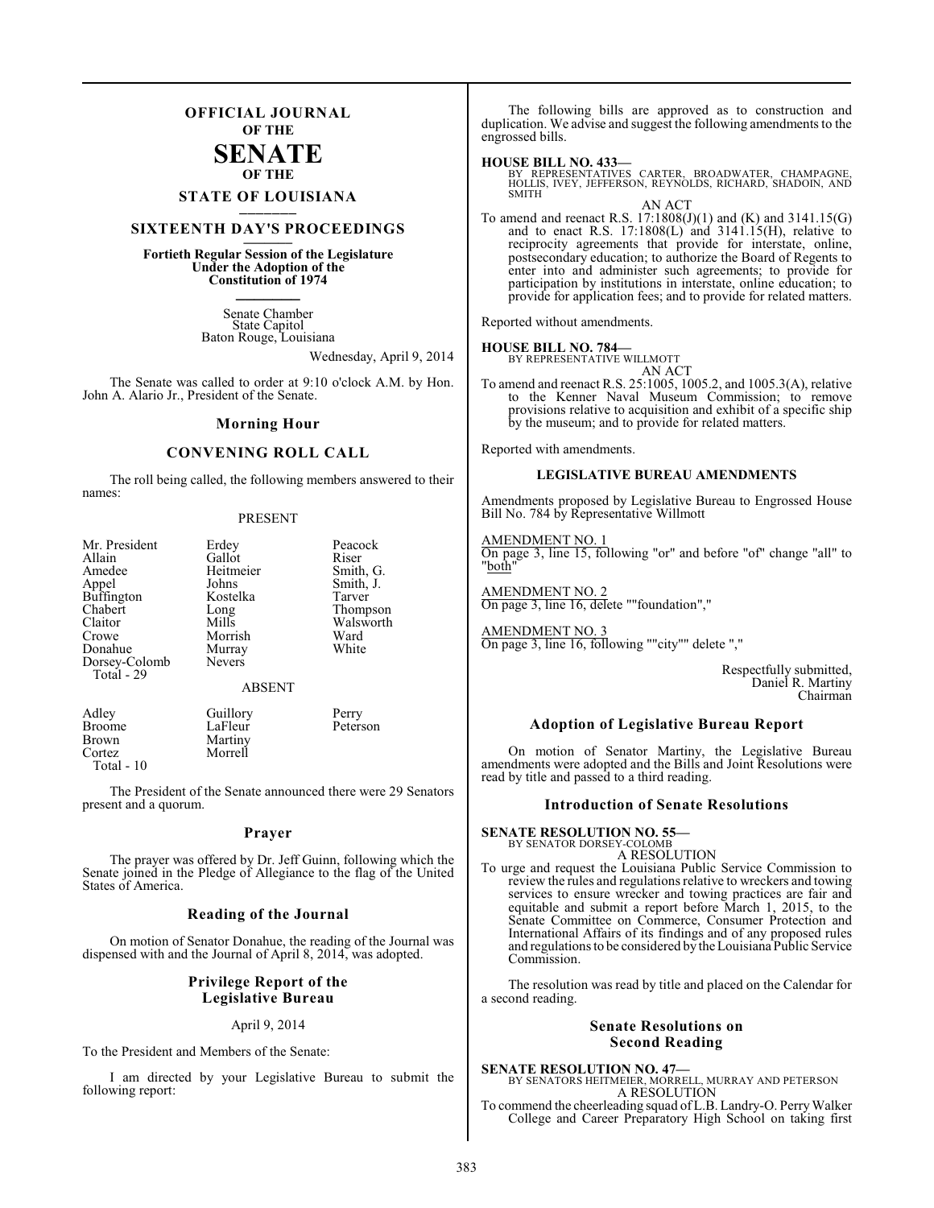# OFFICIAL JOURNAL OF THE SENATE OF THE STATE OF LOUISIANA

## SIXTEENTH DAY'S PROCEEDINGS

**Fortieth Regular Session of the Legislature Under the Adoption of the Constitution of 1974**

Senate Chamber
State Capitol
Baton Rouge, Louisiana

Wednesday, April 9, 2014

The Senate was called to order at 9:10 o'clock A.M. by Hon. John A. Alario Jr., President of the Senate.

### Morning Hour

### CONVENING ROLL CALL

The roll being called, the following members answered to their names:

PRESENT

| | | |
|---|---|---|
| Mr. President | Erdey | Peacock |
| Allain | Gallot | Riser |
| Amedee | Heitmeier | Smith, G. |
| Appel | Johns | Smith, J. |
| Buffington | Kostelka | Tarver |
| Chabert | Long | Thompson |
| Claitor | Mills | Walsworth |
| Crowe | Morrish | Ward |
| Donahue | Murray | White |
| Dorsey-Colomb | Nevers | |

Total - 29

ABSENT

| | | |
|---|---|---|
| Adley | Guillory | Perry |
| Broome | LaFleur | Peterson |
| Brown | Martiny | |
| Cortez | Morrell | |

Total - 10

The President of the Senate announced there were 29 Senators present and a quorum.

### Prayer

The prayer was offered by Dr. Jeff Guinn, following which the Senate joined in the Pledge of Allegiance to the flag of the United States of America.

### Reading of the Journal

On motion of Senator Donahue, the reading of the Journal was dispensed with and the Journal of April 8, 2014, was adopted.

### Privilege Report of the Legislative Bureau

April 9, 2014

To the President and Members of the Senate:

I am directed by your Legislative Bureau to submit the following report:

The following bills are approved as to construction and duplication. We advise and suggest the following amendments to the engrossed bills.

**HOUSE BILL NO. 433—**
BY REPRESENTATIVES CARTER, BROADWATER, CHAMPAGNE, HOLLIS, IVEY, JEFFERSON, REYNOLDS, RICHARD, SHADOIN, AND SMITH

AN ACT

To amend and reenact R.S. 17:1808(J)(1) and (K) and 3141.15(G) and to enact R.S. 17:1808(L) and 3141.15(H), relative to reciprocity agreements that provide for interstate, online, postsecondary education; to authorize the Board of Regents to enter into and administer such agreements; to provide for participation by institutions in interstate, online education; to provide for application fees; and to provide for related matters.

Reported without amendments.

**HOUSE BILL NO. 784—**
BY REPRESENTATIVE WILLMOTT

AN ACT

To amend and reenact R.S. 25:1005, 1005.2, and 1005.3(A), relative to the Kenner Naval Museum Commission; to remove provisions relative to acquisition and exhibit of a specific ship by the museum; and to provide for related matters.

Reported with amendments.

#### LEGISLATIVE BUREAU AMENDMENTS

Amendments proposed by Legislative Bureau to Engrossed House Bill No. 784 by Representative Willmott

AMENDMENT NO. 1
On page 3, line 15, following "or" and before "of" change "all" to "both"

AMENDMENT NO. 2
On page 3, line 16, delete ""foundation","

AMENDMENT NO. 3
On page 3, line 16, following ""city"" delete ","

Respectfully submitted,
Daniel R. Martiny
Chairman

### Adoption of Legislative Bureau Report

On motion of Senator Martiny, the Legislative Bureau amendments were adopted and the Bills and Joint Resolutions were read by title and passed to a third reading.

### Introduction of Senate Resolutions

**SENATE RESOLUTION NO. 55—**
BY SENATOR DORSEY-COLOMB

A RESOLUTION

To urge and request the Louisiana Public Service Commission to review the rules and regulations relative to wreckers and towing services to ensure wrecker and towing practices are fair and equitable and submit a report before March 1, 2015, to the Senate Committee on Commerce, Consumer Protection and International Affairs of its findings and of any proposed rules and regulations to be considered by the Louisiana Public Service Commission.

The resolution was read by title and placed on the Calendar for a second reading.

### Senate Resolutions on Second Reading

**SENATE RESOLUTION NO. 47—**
BY SENATORS HEITMEIER, MORRELL, MURRAY AND PETERSON

A RESOLUTION

To commend the cheerleading squad of L.B. Landry-O. Perry Walker College and Career Preparatory High School on taking first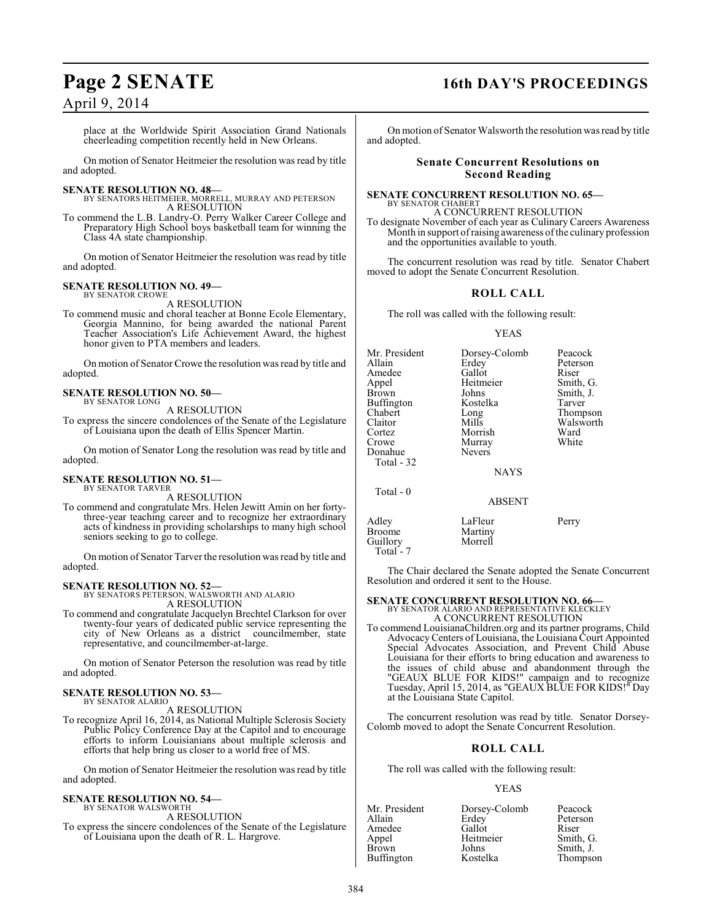place at the Worldwide Spirit Association Grand Nationals cheerleading competition recently held in New Orleans.

On motion of Senator Heitmeier the resolution was read by title and adopted.

**SENATE RESOLUTION NO. 48—**
BY SENATORS HEITMEIER, MORRELL, MURRAY AND PETERSON
A RESOLUTION

To commend the L.B. Landry-O. Perry Walker Career College and Preparatory High School boys basketball team for winning the Class 4A state championship.

On motion of Senator Heitmeier the resolution was read by title and adopted.

**SENATE RESOLUTION NO. 49—**
BY SENATOR CROWE
A RESOLUTION

To commend music and choral teacher at Bonne Ecole Elementary, Georgia Mannino, for being awarded the national Parent Teacher Association's Life Achievement Award, the highest honor given to PTA members and leaders.

On motion of Senator Crowe the resolution was read by title and adopted.

**SENATE RESOLUTION NO. 50—**
BY SENATOR LONG
A RESOLUTION

To express the sincere condolences of the Senate of the Legislature of Louisiana upon the death of Ellis Spencer Martin.

On motion of Senator Long the resolution was read by title and adopted.

**SENATE RESOLUTION NO. 51—**
BY SENATOR TARVER
A RESOLUTION

To commend and congratulate Mrs. Helen Jewitt Amin on her forty-three-year teaching career and to recognize her extraordinary acts of kindness in providing scholarships to many high school seniors seeking to go to college.

On motion of Senator Tarver the resolution was read by title and adopted.

**SENATE RESOLUTION NO. 52—**
BY SENATORS PETERSON, WALSWORTH AND ALARIO
A RESOLUTION

To commend and congratulate Jacquelyn Brechtel Clarkson for over twenty-four years of dedicated public service representing the city of New Orleans as a district councilmember, state representative, and councilmember-at-large.

On motion of Senator Peterson the resolution was read by title and adopted.

**SENATE RESOLUTION NO. 53—**
BY SENATOR ALARIO
A RESOLUTION

To recognize April 16, 2014, as National Multiple Sclerosis Society Public Policy Conference Day at the Capitol and to encourage efforts to inform Louisianians about multiple sclerosis and efforts that help bring us closer to a world free of MS.

On motion of Senator Heitmeier the resolution was read by title and adopted.

**SENATE RESOLUTION NO. 54—**
BY SENATOR WALSWORTH
A RESOLUTION

To express the sincere condolences of the Senate of the Legislature of Louisiana upon the death of R. L. Hargrove.

On motion of Senator Walsworth the resolution was read by title and adopted.

## Senate Concurrent Resolutions on Second Reading

**SENATE CONCURRENT RESOLUTION NO. 65—**
BY SENATOR CHABERT
A CONCURRENT RESOLUTION

To designate November of each year as Culinary Careers Awareness Month in support of raising awareness of the culinary profession and the opportunities available to youth.

The concurrent resolution was read by title. Senator Chabert moved to adopt the Senate Concurrent Resolution.

### ROLL CALL

The roll was called with the following result:

YEAS

| | | |
|---|---|---|
| Mr. President | Dorsey-Colomb | Peacock |
| Allain | Erdey | Peterson |
| Amedee | Gallot | Riser |
| Appel | Heitmeier | Smith, G. |
| Brown | Johns | Smith, J. |
| Buffington | Kostelka | Tarver |
| Chabert | Long | Thompson |
| Claitor | Mills | Walsworth |
| Cortez | Morrish | Ward |
| Crowe | Murray | White |
| Donahue | Nevers | |
| Total - 32 | | |

NAYS

Total - 0

ABSENT

| | | |
|---|---|---|
| Adley | LaFleur | Perry |
| Broome | Martiny | |
| Guillory | Morrell | |
| Total - 7 | | |

The Chair declared the Senate adopted the Senate Concurrent Resolution and ordered it sent to the House.

**SENATE CONCURRENT RESOLUTION NO. 66—**
BY SENATOR ALARIO AND REPRESENTATIVE KLECKLEY
A CONCURRENT RESOLUTION

To commend LouisianaChildren.org and its partner programs, Child Advocacy Centers of Louisiana, the Louisiana Court Appointed Special Advocates Association, and Prevent Child Abuse Louisiana for their efforts to bring education and awareness to the issues of child abuse and abandonment through the "GEAUX BLUE FOR KIDS!" campaign and to recognize Tuesday, April 15, 2014, as "GEAUX BLUE FOR KIDS!" Day at the Louisiana State Capitol.

The concurrent resolution was read by title. Senator Dorsey-Colomb moved to adopt the Senate Concurrent Resolution.

### ROLL CALL

The roll was called with the following result:

YEAS

| | | |
|---|---|---|
| Mr. President | Dorsey-Colomb | Peacock |
| Allain | Erdey | Peterson |
| Amedee | Gallot | Riser |
| Appel | Heitmeier | Smith, G. |
| Brown | Johns | Smith, J. |
| Buffington | Kostelka | Thompson |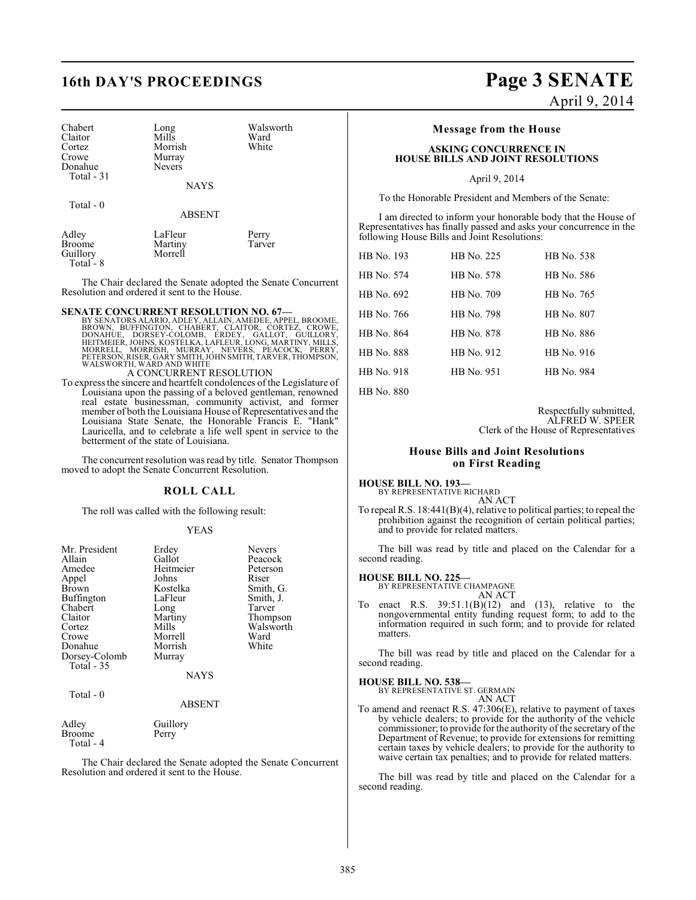| Chabert | Long | Walsworth |
|---|---|---|
| Claitor | Mills | Ward |
| Cortez | Morrish | White |
| Crowe | Murray | |
| Donahue | Nevers | |
| Total - 31 | | |

NAYS

Total - 0

ABSENT

| Adley | LaFleur | Perry |
|---|---|---|
| Broome | Martiny | Tarver |
| Guillory | Morrell | |
| Total - 8 | | |

The Chair declared the Senate adopted the Senate Concurrent Resolution and ordered it sent to the House.

**SENATE CONCURRENT RESOLUTION NO. 67—**
BY SENATORS ALARIO, ADLEY, ALLAIN, AMEDEE, APPEL, BROOME, BROWN, BUFFINGTON, CHABERT, CLAITOR, CORTEZ, CROWE, DONAHUE, DORSEY-COLOMB, ERDEY, GALLOT, GUILLORY, HEITMEIER, JOHNS, KOSTELKA, LAFLEUR, LONG, MARTINY, MILLS, MORRELL, MORRISH, MURRAY, NEVERS, PEACOCK, PERRY, PETERSON, RISER, GARY SMITH, JOHN SMITH, TARVER, THOMPSON, WALSWORTH, WARD AND WHITE

A CONCURRENT RESOLUTION

To express the sincere and heartfelt condolences of the Legislature of Louisiana upon the passing of a beloved gentleman, renowned real estate businessman, community activist, and former member of both the Louisiana House of Representatives and the Louisiana State Senate, the Honorable Francis E. "Hank" Lauricella, and to celebrate a life well spent in service to the betterment of the state of Louisiana.

The concurrent resolution was read by title. Senator Thompson moved to adopt the Senate Concurrent Resolution.

## ROLL CALL

The roll was called with the following result:

YEAS

| Mr. President | Erdey | Nevers |
|---|---|---|
| Allain | Gallot | Peacock |
| Amedee | Heitmeier | Peterson |
| Appel | Johns | Riser |
| Brown | Kostelka | Smith, G. |
| Buffington | LaFleur | Smith, J. |
| Chabert | Long | Tarver |
| Claitor | Martiny | Thompson |
| Cortez | Mills | Walsworth |
| Crowe | Morrell | Ward |
| Donahue | Morrish | White |
| Dorsey-Colomb | Murray | |
| Total - 35 | | |

NAYS

Total - 0

ABSENT

| Adley | Guillory |
|---|---|
| Broome | Perry |
| Total - 4 | |

The Chair declared the Senate adopted the Senate Concurrent Resolution and ordered it sent to the House.

## Message from the House

### ASKING CONCURRENCE IN HOUSE BILLS AND JOINT RESOLUTIONS

April 9, 2014

To the Honorable President and Members of the Senate:

I am directed to inform your honorable body that the House of Representatives has finally passed and asks your concurrence in the following House Bills and Joint Resolutions:

| HB No. 193 | HB No. 225 | HB No. 538 |
|---|---|---|
| HB No. 574 | HB No. 578 | HB No. 586 |
| HB No. 692 | HB No. 709 | HB No. 765 |
| HB No. 766 | HB No. 798 | HB No. 807 |
| HB No. 864 | HB No. 878 | HB No. 886 |
| HB No. 888 | HB No. 912 | HB No. 916 |
| HB No. 918 | HB No. 951 | HB No. 984 |
| HB No. 880 | | |

Respectfully submitted,
ALFRED W. SPEER
Clerk of the House of Representatives

## House Bills and Joint Resolutions on First Reading

**HOUSE BILL NO. 193—**
BY REPRESENTATIVE RICHARD

AN ACT

To repeal R.S. 18:441(B)(4), relative to political parties; to repeal the prohibition against the recognition of certain political parties; and to provide for related matters.

The bill was read by title and placed on the Calendar for a second reading.

**HOUSE BILL NO. 225—**
BY REPRESENTATIVE CHAMPAGNE

AN ACT

To enact R.S. 39:51.1(B)(12) and (13), relative to the nongovernmental entity funding request form; to add to the information required in such form; and to provide for related matters.

The bill was read by title and placed on the Calendar for a second reading.

**HOUSE BILL NO. 538—**
BY REPRESENTATIVE ST. GERMAIN

AN ACT

To amend and reenact R.S. 47:306(E), relative to payment of taxes by vehicle dealers; to provide for the authority of the vehicle commissioner; to provide for the authority of the secretary of the Department of Revenue; to provide for extensions for remitting certain taxes by vehicle dealers; to provide for the authority to waive certain tax penalties; and to provide for related matters.

The bill was read by title and placed on the Calendar for a second reading.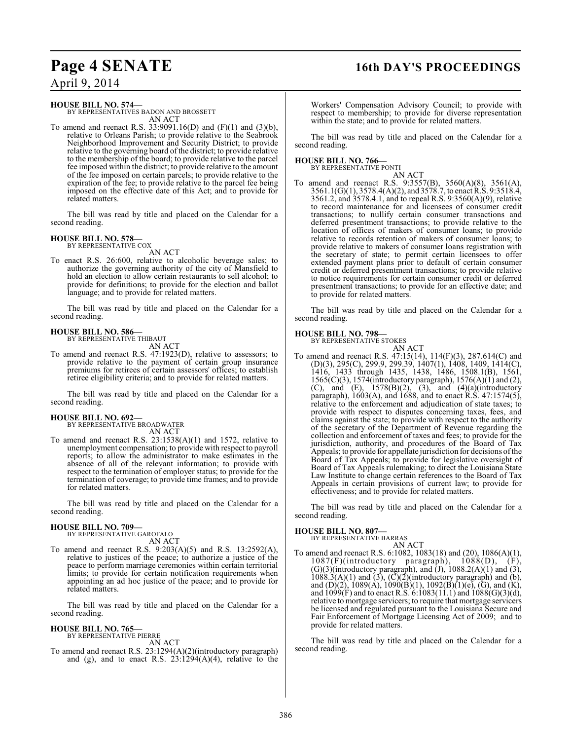**HOUSE BILL NO. 574—**
BY REPRESENTATIVES BADON AND BROSSETT

AN ACT

To amend and reenact R.S. 33:9091.16(D) and (F)(1) and (3)(b), relative to Orleans Parish; to provide relative to the Seabrook Neighborhood Improvement and Security District; to provide relative to the governing board of the district; to provide relative to the membership of the board; to provide relative to the parcel fee imposed within the district; to provide relative to the amount of the fee imposed on certain parcels; to provide relative to the expiration of the fee; to provide relative to the parcel fee being imposed on the effective date of this Act; and to provide for related matters.

The bill was read by title and placed on the Calendar for a second reading.

**HOUSE BILL NO. 578—**
BY REPRESENTATIVE COX

AN ACT

To enact R.S. 26:600, relative to alcoholic beverage sales; to authorize the governing authority of the city of Mansfield to hold an election to allow certain restaurants to sell alcohol; to provide for definitions; to provide for the election and ballot language; and to provide for related matters.

The bill was read by title and placed on the Calendar for a second reading.

**HOUSE BILL NO. 586—**
BY REPRESENTATIVE THIBAUT

AN ACT

To amend and reenact R.S. 47:1923(D), relative to assessors; to provide relative to the payment of certain group insurance premiums for retirees of certain assessors' offices; to establish retiree eligibility criteria; and to provide for related matters.

The bill was read by title and placed on the Calendar for a second reading.

**HOUSE BILL NO. 692—**
BY REPRESENTATIVE BROADWATER

AN ACT

To amend and reenact R.S. 23:1538(A)(1) and 1572, relative to unemployment compensation; to provide with respect to payroll reports; to allow the administrator to make estimates in the absence of all of the relevant information; to provide with respect to the termination of employer status; to provide for the termination of coverage; to provide time frames; and to provide for related matters.

The bill was read by title and placed on the Calendar for a second reading.

**HOUSE BILL NO. 709—**
BY REPRESENTATIVE GAROFALO

AN ACT

To amend and reenact R.S. 9:203(A)(5) and R.S. 13:2592(A), relative to justices of the peace; to authorize a justice of the peace to perform marriage ceremonies within certain territorial limits; to provide for certain notification requirements when appointing an ad hoc justice of the peace; and to provide for related matters.

The bill was read by title and placed on the Calendar for a second reading.

**HOUSE BILL NO. 765—**
BY REPRESENTATIVE PIERRE

AN ACT

To amend and reenact R.S. 23:1294(A)(2)(introductory paragraph) and (g), and to enact R.S. 23:1294(A)(4), relative to the Workers' Compensation Advisory Council; to provide with respect to membership; to provide for diverse representation within the state; and to provide for related matters.

The bill was read by title and placed on the Calendar for a second reading.

**HOUSE BILL NO. 766—**
BY REPRESENTATIVE PONTI

AN ACT

To amend and reenact R.S. 9:3557(B), 3560(A)(8), 3561(A), 3561.1(G)(1), 3578.4(A)(2), and 3578.7, to enact R.S. 9:3518.4, 3561.2, and 3578.4.1, and to repeal R.S. 9:3560(A)(9), relative to record maintenance for and licensees of consumer credit transactions; to nullify certain consumer transactions and deferred presentment transactions; to provide relative to the location of offices of makers of consumer loans; to provide relative to records retention of makers of consumer loans; to provide relative to makers of consumer loans registration with the secretary of state; to permit certain licensees to offer extended payment plans prior to default of certain consumer credit or deferred presentment transactions; to provide relative to notice requirements for certain consumer credit or deferred presentment transactions; to provide for an effective date; and to provide for related matters.

The bill was read by title and placed on the Calendar for a second reading.

**HOUSE BILL NO. 798—**
BY REPRESENTATIVE STOKES

AN ACT

To amend and reenact R.S. 47:15(14), 114(F)(3), 287.614(C) and (D)(3), 295(C), 299.9, 299.39, 1407(1), 1408, 1409, 1414(C), 1416, 1433 through 1435, 1438, 1486, 1508.1(B), 1561, 1565(C)(3), 1574(introductory paragraph), 1576(A)(1) and (2), (C), and (E), 1578(B)(2), (3), and (4)(a)(introductory paragraph), 1603(A), and 1688, and to enact R.S. 47:1574(5), relative to the enforcement and adjudication of state taxes; to provide with respect to disputes concerning taxes, fees, and claims against the state; to provide with respect to the authority of the secretary of the Department of Revenue regarding the collection and enforcement of taxes and fees; to provide for the jurisdiction, authority, and procedures of the Board of Tax Appeals; to provide for appellate jurisdiction for decisions of the Board of Tax Appeals; to provide for legislative oversight of Board of Tax Appeals rulemaking; to direct the Louisiana State Law Institute to change certain references to the Board of Tax Appeals in certain provisions of current law; to provide for effectiveness; and to provide for related matters.

The bill was read by title and placed on the Calendar for a second reading.

**HOUSE BILL NO. 807—**
BY REPRESENTATIVE BARRAS

AN ACT

To amend and reenact R.S. 6:1082, 1083(18) and (20), 1086(A)(1), 1087(F)(introductory paragraph), 1088(D), (F), (G)(3)(introductory paragraph), and (J), 1088.2(A)(1) and (3), 1088.3(A)(1) and (3), (C)(2)(introductory paragraph) and (b), and (D)(2), 1089(A), 1090(B)(1), 1092(B)(1)(e), (G), and (K), and 1099(F) and to enact R.S. 6:1083(11.1) and 1088(G)(3)(d), relative to mortgage servicers; to require that mortgage servicers be licensed and regulated pursuant to the Louisiana Secure and Fair Enforcement of Mortgage Licensing Act of 2009; and to provide for related matters.

The bill was read by title and placed on the Calendar for a second reading.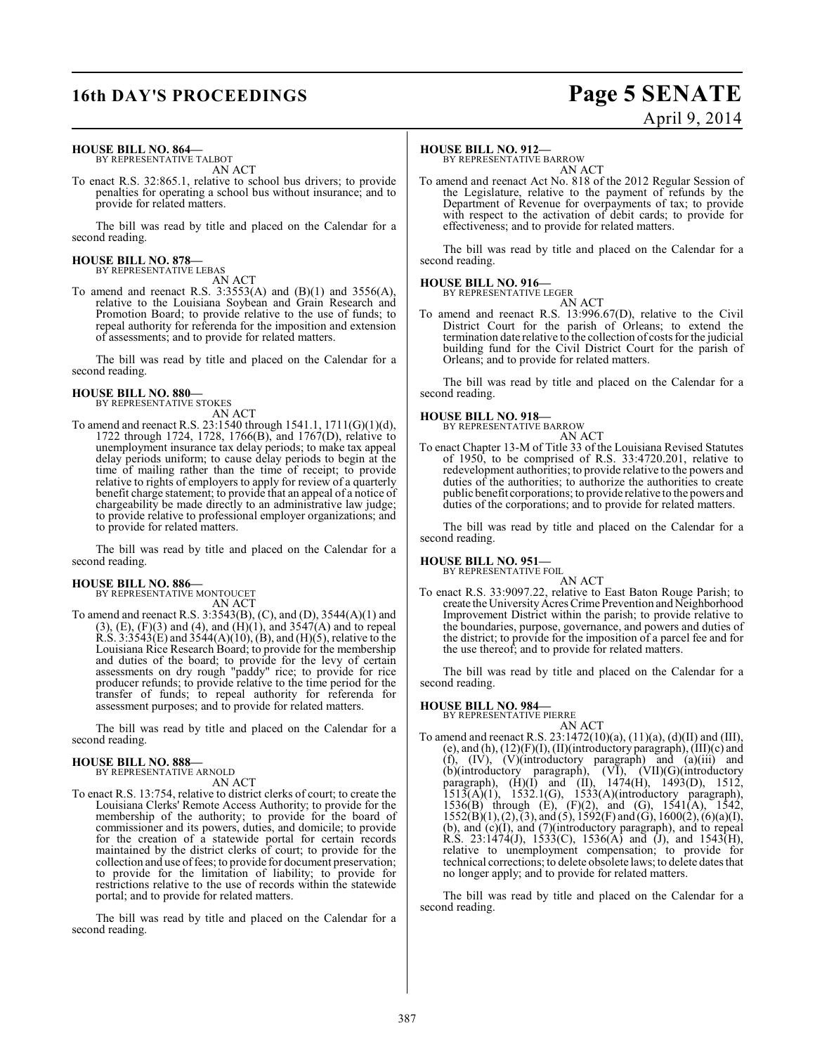**HOUSE BILL NO. 864—**
BY REPRESENTATIVE TALBOT

AN ACT

To enact R.S. 32:865.1, relative to school bus drivers; to provide penalties for operating a school bus without insurance; and to provide for related matters.

The bill was read by title and placed on the Calendar for a second reading.

**HOUSE BILL NO. 878—**
BY REPRESENTATIVE LEBAS

AN ACT

To amend and reenact R.S. 3:3553(A) and (B)(1) and 3556(A), relative to the Louisiana Soybean and Grain Research and Promotion Board; to provide relative to the use of funds; to repeal authority for referenda for the imposition and extension of assessments; and to provide for related matters.

The bill was read by title and placed on the Calendar for a second reading.

**HOUSE BILL NO. 880—**
BY REPRESENTATIVE STOKES

AN ACT

To amend and reenact R.S. 23:1540 through 1541.1, 1711(G)(1)(d), 1722 through 1724, 1728, 1766(B), and 1767(D), relative to unemployment insurance tax delay periods; to make tax appeal delay periods uniform; to cause delay periods to begin at the time of mailing rather than the time of receipt; to provide relative to rights of employers to apply for review of a quarterly benefit charge statement; to provide that an appeal of a notice of chargeability be made directly to an administrative law judge; to provide relative to professional employer organizations; and to provide for related matters.

The bill was read by title and placed on the Calendar for a second reading.

**HOUSE BILL NO. 886—**
BY REPRESENTATIVE MONTOUCET

AN ACT

To amend and reenact R.S. 3:3543(B), (C), and (D), 3544(A)(1) and (3), (E), (F)(3) and (4), and (H)(1), and 3547(A) and to repeal R.S. 3:3543(E) and 3544(A)(10), (B), and (H)(5), relative to the Louisiana Rice Research Board; to provide for the membership and duties of the board; to provide for the levy of certain assessments on dry rough "paddy" rice; to provide for rice producer refunds; to provide relative to the time period for the transfer of funds; to repeal authority for referenda for assessment purposes; and to provide for related matters.

The bill was read by title and placed on the Calendar for a second reading.

**HOUSE BILL NO. 888—**
BY REPRESENTATIVE ARNOLD

AN ACT

To enact R.S. 13:754, relative to district clerks of court; to create the Louisiana Clerks' Remote Access Authority; to provide for the membership of the authority; to provide for the board of commissioner and its powers, duties, and domicile; to provide for the creation of a statewide portal for certain records maintained by the district clerks of court; to provide for the collection and use of fees; to provide for document preservation; to provide for the limitation of liability; to provide for restrictions relative to the use of records within the statewide portal; and to provide for related matters.

The bill was read by title and placed on the Calendar for a second reading.

**HOUSE BILL NO. 912—**
BY REPRESENTATIVE BARROW

AN ACT

To amend and reenact Act No. 818 of the 2012 Regular Session of the Legislature, relative to the payment of refunds by the Department of Revenue for overpayments of tax; to provide with respect to the activation of debit cards; to provide for effectiveness; and to provide for related matters.

The bill was read by title and placed on the Calendar for a second reading.

**HOUSE BILL NO. 916—**
BY REPRESENTATIVE LEGER

AN ACT

To amend and reenact R.S. 13:996.67(D), relative to the Civil District Court for the parish of Orleans; to extend the termination date relative to the collection of costs for the judicial building fund for the Civil District Court for the parish of Orleans; and to provide for related matters.

The bill was read by title and placed on the Calendar for a second reading.

**HOUSE BILL NO. 918—**
BY REPRESENTATIVE BARROW

AN ACT

To enact Chapter 13-M of Title 33 of the Louisiana Revised Statutes of 1950, to be comprised of R.S. 33:4720.201, relative to redevelopment authorities; to provide relative to the powers and duties of the authorities; to authorize the authorities to create public benefit corporations; to provide relative to the powers and duties of the corporations; and to provide for related matters.

The bill was read by title and placed on the Calendar for a second reading.

**HOUSE BILL NO. 951—**
BY REPRESENTATIVE FOIL

AN ACT

To enact R.S. 33:9097.22, relative to East Baton Rouge Parish; to create the University Acres Crime Prevention and Neighborhood Improvement District within the parish; to provide relative to the boundaries, purpose, governance, and powers and duties of the district; to provide for the imposition of a parcel fee and for the use thereof; and to provide for related matters.

The bill was read by title and placed on the Calendar for a second reading.

**HOUSE BILL NO. 984—**
BY REPRESENTATIVE PIERRE

AN ACT

To amend and reenact R.S. 23:1472(10)(a), (11)(a), (d)(II) and (III), (e), and (h), (12)(F)(I), (II)(introductory paragraph), (III)(c) and (f), (IV), (V)(introductory paragraph) and (a)(iii) and (b)(introductory paragraph), (VI), (VII)(G)(introductory paragraph), (H)(I) and (II), 1474(H), 1493(D), 1512, 1513(A)(1), 1532.1(G), 1533(A)(introductory paragraph), 1536(B) through (E), (F)(2), and (G), 1541(A), 1542, 1552(B)(1), (2), (3), and (5), 1592(F) and (G), 1600(2), (6)(a)(I), (b), and (c)(I), and (7)(introductory paragraph), and to repeal R.S. 23:1474(J), 1533(C), 1536(A) and (J), and 1543(H), relative to unemployment compensation; to provide for technical corrections; to delete obsolete laws; to delete dates that no longer apply; and to provide for related matters.

The bill was read by title and placed on the Calendar for a second reading.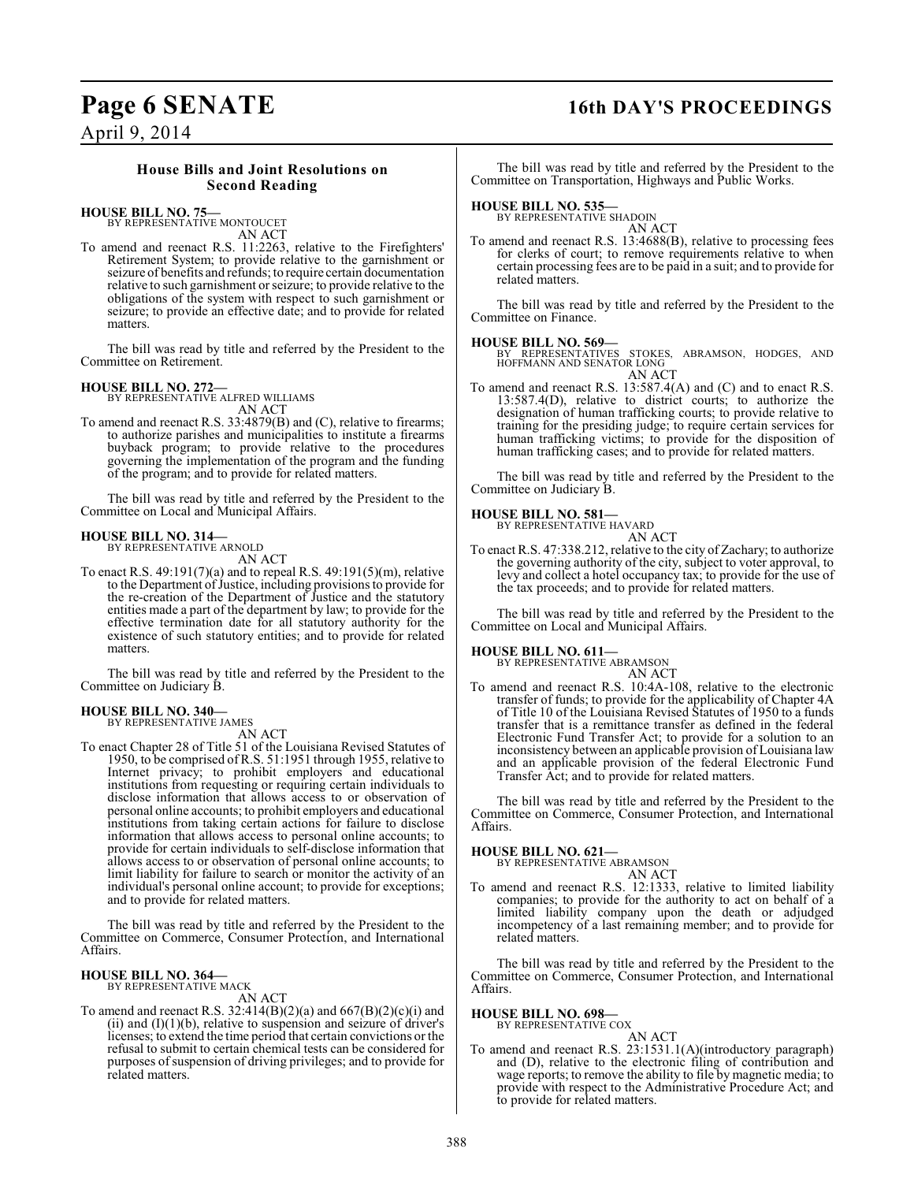### House Bills and Joint Resolutions on Second Reading

**HOUSE BILL NO. 75—**
BY REPRESENTATIVE MONTOUCET
AN ACT

To amend and reenact R.S. 11:2263, relative to the Firefighters' Retirement System; to provide relative to the garnishment or seizure of benefits and refunds; to require certain documentation relative to such garnishment or seizure; to provide relative to the obligations of the system with respect to such garnishment or seizure; to provide an effective date; and to provide for related matters.

The bill was read by title and referred by the President to the Committee on Retirement.

**HOUSE BILL NO. 272—**
BY REPRESENTATIVE ALFRED WILLIAMS
AN ACT

To amend and reenact R.S. 33:4879(B) and (C), relative to firearms; to authorize parishes and municipalities to institute a firearms buyback program; to provide relative to the procedures governing the implementation of the program and the funding of the program; and to provide for related matters.

The bill was read by title and referred by the President to the Committee on Local and Municipal Affairs.

**HOUSE BILL NO. 314—**
BY REPRESENTATIVE ARNOLD
AN ACT

To enact R.S. 49:191(7)(a) and to repeal R.S. 49:191(5)(m), relative to the Department of Justice, including provisions to provide for the re-creation of the Department of Justice and the statutory entities made a part of the department by law; to provide for the effective termination date for all statutory authority for the existence of such statutory entities; and to provide for related matters.

The bill was read by title and referred by the President to the Committee on Judiciary B.

**HOUSE BILL NO. 340—**
BY REPRESENTATIVE JAMES
AN ACT

To enact Chapter 28 of Title 51 of the Louisiana Revised Statutes of 1950, to be comprised of R.S. 51:1951 through 1955, relative to Internet privacy; to prohibit employers and educational institutions from requesting or requiring certain individuals to disclose information that allows access to or observation of personal online accounts; to prohibit employers and educational institutions from taking certain actions for failure to disclose information that allows access to personal online accounts; to provide for certain individuals to self-disclose information that allows access to or observation of personal online accounts; to limit liability for failure to search or monitor the activity of an individual's personal online account; to provide for exceptions; and to provide for related matters.

The bill was read by title and referred by the President to the Committee on Commerce, Consumer Protection, and International Affairs.

**HOUSE BILL NO. 364—**
BY REPRESENTATIVE MACK
AN ACT

To amend and reenact R.S. 32:414(B)(2)(a) and 667(B)(2)(c)(i) and (ii) and (I)(1)(b), relative to suspension and seizure of driver's licenses; to extend the time period that certain convictions or the refusal to submit to certain chemical tests can be considered for purposes of suspension of driving privileges; and to provide for related matters.

The bill was read by title and referred by the President to the Committee on Transportation, Highways and Public Works.

**HOUSE BILL NO. 535—**
BY REPRESENTATIVE SHADOIN
AN ACT

To amend and reenact R.S. 13:4688(B), relative to processing fees for clerks of court; to remove requirements relative to when certain processing fees are to be paid in a suit; and to provide for related matters.

The bill was read by title and referred by the President to the Committee on Finance.

**HOUSE BILL NO. 569—**
BY REPRESENTATIVES STOKES, ABRAMSON, HODGES, AND HOFFMANN AND SENATOR LONG
AN ACT

To amend and reenact R.S. 13:587.4(A) and (C) and to enact R.S. 13:587.4(D), relative to district courts; to authorize the designation of human trafficking courts; to provide relative to training for the presiding judge; to require certain services for human trafficking victims; to provide for the disposition of human trafficking cases; and to provide for related matters.

The bill was read by title and referred by the President to the Committee on Judiciary B.

**HOUSE BILL NO. 581—**
BY REPRESENTATIVE HAVARD
AN ACT

To enact R.S. 47:338.212, relative to the city of Zachary; to authorize the governing authority of the city, subject to voter approval, to levy and collect a hotel occupancy tax; to provide for the use of the tax proceeds; and to provide for related matters.

The bill was read by title and referred by the President to the Committee on Local and Municipal Affairs.

**HOUSE BILL NO. 611—**
BY REPRESENTATIVE ABRAMSON
AN ACT

To amend and reenact R.S. 10:4A-108, relative to the electronic transfer of funds; to provide for the applicability of Chapter 4A of Title 10 of the Louisiana Revised Statutes of 1950 to a funds transfer that is a remittance transfer as defined in the federal Electronic Fund Transfer Act; to provide for a solution to an inconsistency between an applicable provision of Louisiana law and an applicable provision of the federal Electronic Fund Transfer Act; and to provide for related matters.

The bill was read by title and referred by the President to the Committee on Commerce, Consumer Protection, and International Affairs.

**HOUSE BILL NO. 621—**
BY REPRESENTATIVE ABRAMSON
AN ACT

To amend and reenact R.S. 12:1333, relative to limited liability companies; to provide for the authority to act on behalf of a limited liability company upon the death or adjudged incompetency of a last remaining member; and to provide for related matters.

The bill was read by title and referred by the President to the Committee on Commerce, Consumer Protection, and International Affairs.

**HOUSE BILL NO. 698—**
BY REPRESENTATIVE COX
AN ACT

To amend and reenact R.S. 23:1531.1(A)(introductory paragraph) and (D), relative to the electronic filing of contribution and wage reports; to remove the ability to file by magnetic media; to provide with respect to the Administrative Procedure Act; and to provide for related matters.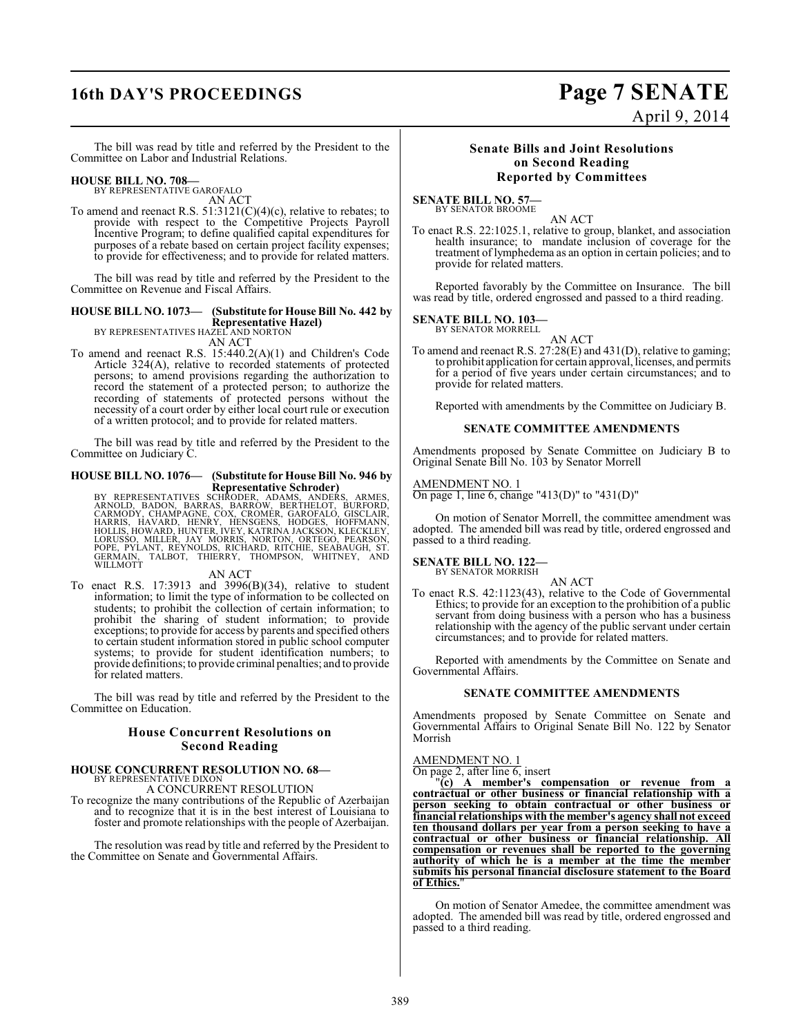The bill was read by title and referred by the President to the Committee on Labor and Industrial Relations.

**HOUSE BILL NO. 708—**
BY REPRESENTATIVE GAROFALO
AN ACT

To amend and reenact R.S. 51:3121(C)(4)(c), relative to rebates; to provide with respect to the Competitive Projects Payroll Incentive Program; to define qualified capital expenditures for purposes of a rebate based on certain project facility expenses; to provide for effectiveness; and to provide for related matters.

The bill was read by title and referred by the President to the Committee on Revenue and Fiscal Affairs.

**HOUSE BILL NO. 1073— (Substitute for House Bill No. 442 by Representative Hazel)**
BY REPRESENTATIVES HAZEL AND NORTON
AN ACT

To amend and reenact R.S. 15:440.2(A)(1) and Children's Code Article 324(A), relative to recorded statements of protected persons; to amend provisions regarding the authorization to record the statement of a protected person; to authorize the recording of statements of protected persons without the necessity of a court order by either local court rule or execution of a written protocol; and to provide for related matters.

The bill was read by title and referred by the President to the Committee on Judiciary C.

**HOUSE BILL NO. 1076— (Substitute for House Bill No. 946 by Representative Schroder)**
BY REPRESENTATIVES SCHRODER, ADAMS, ANDERS, ARMES, ARNOLD, BADON, BARRAS, BARROW, BERTHELOT, BURFORD, CARMODY, CHAMPAGNE, COX, CROMER, GAROFALO, GISCLAIR, HARRIS, HAVARD, HENRY, HENSGENS, HODGES, HOFFMANN, HOLLIS, HOWARD, HUNTER, IVEY, KATRINA JACKSON, KLECKLEY, LORUSSO, MILLER, JAY MORRIS, NORTON, ORTEGO, PEARSON, POPE, PYLANT, REYNOLDS, RICHARD, RITCHIE, SEABAUGH, ST. GERMAIN, TALBOT, THIERRY, THOMPSON, WHITNEY, AND WILLMOTT
AN ACT

To enact R.S. 17:3913 and 3996(B)(34), relative to student information; to limit the type of information to be collected on students; to prohibit the collection of certain information; to prohibit the sharing of student information; to provide exceptions; to provide for access by parents and specified others to certain student information stored in public school computer systems; to provide for student identification numbers; to provide definitions; to provide criminal penalties; and to provide for related matters.

The bill was read by title and referred by the President to the Committee on Education.

## House Concurrent Resolutions on Second Reading

**HOUSE CONCURRENT RESOLUTION NO. 68—**
BY REPRESENTATIVE DIXON
A CONCURRENT RESOLUTION

To recognize the many contributions of the Republic of Azerbaijan and to recognize that it is in the best interest of Louisiana to foster and promote relationships with the people of Azerbaijan.

The resolution was read by title and referred by the President to the Committee on Senate and Governmental Affairs.

## Senate Bills and Joint Resolutions on Second Reading Reported by Committees

**SENATE BILL NO. 57—**
BY SENATOR BROOME
AN ACT

To enact R.S. 22:1025.1, relative to group, blanket, and association health insurance; to mandate inclusion of coverage for the treatment of lymphedema as an option in certain policies; and to provide for related matters.

Reported favorably by the Committee on Insurance. The bill was read by title, ordered engrossed and passed to a third reading.

**SENATE BILL NO. 103—**
BY SENATOR MORRELL
AN ACT

To amend and reenact R.S. 27:28(E) and 431(D), relative to gaming; to prohibit application for certain approval, licenses, and permits for a period of five years under certain circumstances; and to provide for related matters.

Reported with amendments by the Committee on Judiciary B.

### SENATE COMMITTEE AMENDMENTS

Amendments proposed by Senate Committee on Judiciary B to Original Senate Bill No. 103 by Senator Morrell

AMENDMENT NO. 1
On page 1, line 6, change "413(D)" to "431(D)"

On motion of Senator Morrell, the committee amendment was adopted. The amended bill was read by title, ordered engrossed and passed to a third reading.

**SENATE BILL NO. 122—**
BY SENATOR MORRISH
AN ACT

To enact R.S. 42:1123(43), relative to the Code of Governmental Ethics; to provide for an exception to the prohibition of a public servant from doing business with a person who has a business relationship with the agency of the public servant under certain circumstances; and to provide for related matters.

Reported with amendments by the Committee on Senate and Governmental Affairs.

### SENATE COMMITTEE AMENDMENTS

Amendments proposed by Senate Committee on Senate and Governmental Affairs to Original Senate Bill No. 122 by Senator Morrish

AMENDMENT NO. 1
On page 2, after line 6, insert
"**(c) A member's compensation or revenue from a contractual or other business or financial relationship with a person seeking to obtain contractual or other business or financial relationships with the member's agency shall not exceed ten thousand dollars per year from a person seeking to have a contractual or other business or financial relationship. All compensation or revenues shall be reported to the governing authority of which he is a member at the time the member submits his personal financial disclosure statement to the Board of Ethics.**"

On motion of Senator Amedee, the committee amendment was adopted. The amended bill was read by title, ordered engrossed and passed to a third reading.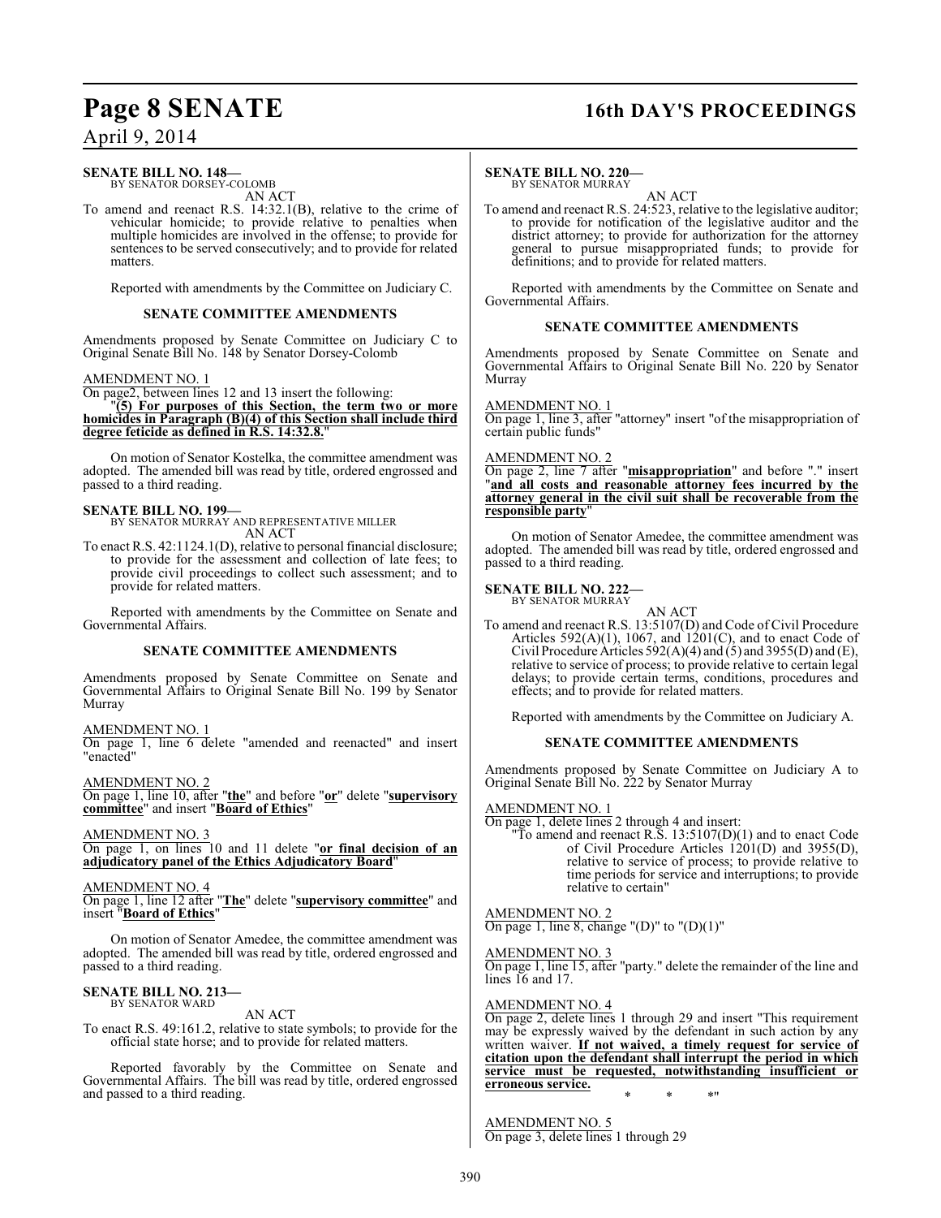**SENATE BILL NO. 148—**
BY SENATOR DORSEY-COLOMB

AN ACT

To amend and reenact R.S. 14:32.1(B), relative to the crime of vehicular homicide; to provide relative to penalties when multiple homicides are involved in the offense; to provide for sentences to be served consecutively; and to provide for related matters.

Reported with amendments by the Committee on Judiciary C.

**SENATE COMMITTEE AMENDMENTS**

Amendments proposed by Senate Committee on Judiciary C to Original Senate Bill No. 148 by Senator Dorsey-Colomb

AMENDMENT NO. 1

On page2, between lines 12 and 13 insert the following:

"**(5) For purposes of this Section, the term two or more homicides in Paragraph (B)(4) of this Section shall include third degree feticide as defined in R.S. 14:32.8.**"

On motion of Senator Kostelka, the committee amendment was adopted. The amended bill was read by title, ordered engrossed and passed to a third reading.

**SENATE BILL NO. 199—**
BY SENATOR MURRAY AND REPRESENTATIVE MILLER

AN ACT

To enact R.S. 42:1124.1(D), relative to personal financial disclosure; to provide for the assessment and collection of late fees; to provide civil proceedings to collect such assessment; and to provide for related matters.

Reported with amendments by the Committee on Senate and Governmental Affairs.

**SENATE COMMITTEE AMENDMENTS**

Amendments proposed by Senate Committee on Senate and Governmental Affairs to Original Senate Bill No. 199 by Senator Murray

AMENDMENT NO. 1

On page 1, line 6 delete "amended and reenacted" and insert "enacted"

AMENDMENT NO. 2

On page 1, line 10, after "**the**" and before "**or**" delete "**supervisory committee**" and insert "**Board of Ethics**"

AMENDMENT NO. 3

On page 1, on lines 10 and 11 delete "**or final decision of an adjudicatory panel of the Ethics Adjudicatory Board**"

AMENDMENT NO. 4

On page 1, line 12 after "**The**" delete "**supervisory committee**" and insert "**Board of Ethics**"

On motion of Senator Amedee, the committee amendment was adopted. The amended bill was read by title, ordered engrossed and passed to a third reading.

**SENATE BILL NO. 213—**
BY SENATOR WARD

AN ACT

To enact R.S. 49:161.2, relative to state symbols; to provide for the official state horse; and to provide for related matters.

Reported favorably by the Committee on Senate and Governmental Affairs. The bill was read by title, ordered engrossed and passed to a third reading.

**SENATE BILL NO. 220—**
BY SENATOR MURRAY

AN ACT

To amend and reenact R.S. 24:523, relative to the legislative auditor; to provide for notification of the legislative auditor and the district attorney; to provide for authorization for the attorney general to pursue misappropriated funds; to provide for definitions; and to provide for related matters.

Reported with amendments by the Committee on Senate and Governmental Affairs.

**SENATE COMMITTEE AMENDMENTS**

Amendments proposed by Senate Committee on Senate and Governmental Affairs to Original Senate Bill No. 220 by Senator Murray

AMENDMENT NO. 1

On page 1, line 3, after "attorney" insert "of the misappropriation of certain public funds"

AMENDMENT NO. 2

On page 2, line 7 after "**misappropriation**" and before "." insert "**and all costs and reasonable attorney fees incurred by the attorney general in the civil suit shall be recoverable from the responsible party**"

On motion of Senator Amedee, the committee amendment was adopted. The amended bill was read by title, ordered engrossed and passed to a third reading.

**SENATE BILL NO. 222—**
BY SENATOR MURRAY

AN ACT

To amend and reenact R.S. 13:5107(D) and Code of Civil Procedure Articles 592(A)(1), 1067, and 1201(C), and to enact Code of Civil Procedure Articles 592(A)(4) and (5) and 3955(D) and (E), relative to service of process; to provide relative to certain legal delays; to provide certain terms, conditions, procedures and effects; and to provide for related matters.

Reported with amendments by the Committee on Judiciary A.

**SENATE COMMITTEE AMENDMENTS**

Amendments proposed by Senate Committee on Judiciary A to Original Senate Bill No. 222 by Senator Murray

AMENDMENT NO. 1

On page 1, delete lines 2 through 4 and insert:

"To amend and reenact R.S. 13:5107(D)(1) and to enact Code of Civil Procedure Articles 1201(D) and 3955(D), relative to service of process; to provide relative to time periods for service and interruptions; to provide relative to certain"

AMENDMENT NO. 2

On page 1, line 8, change "(D)" to "(D)(1)"

AMENDMENT NO. 3

On page 1, line 15, after "party." delete the remainder of the line and lines 16 and 17.

AMENDMENT NO. 4

On page 2, delete lines 1 through 29 and insert "This requirement may be expressly waived by the defendant in such action by any written waiver. **If not waived, a timely request for service of citation upon the defendant shall interrupt the period in which service must be requested, notwithstanding insufficient or erroneous service.**

\* \* \*"

AMENDMENT NO. 5

On page 3, delete lines 1 through 29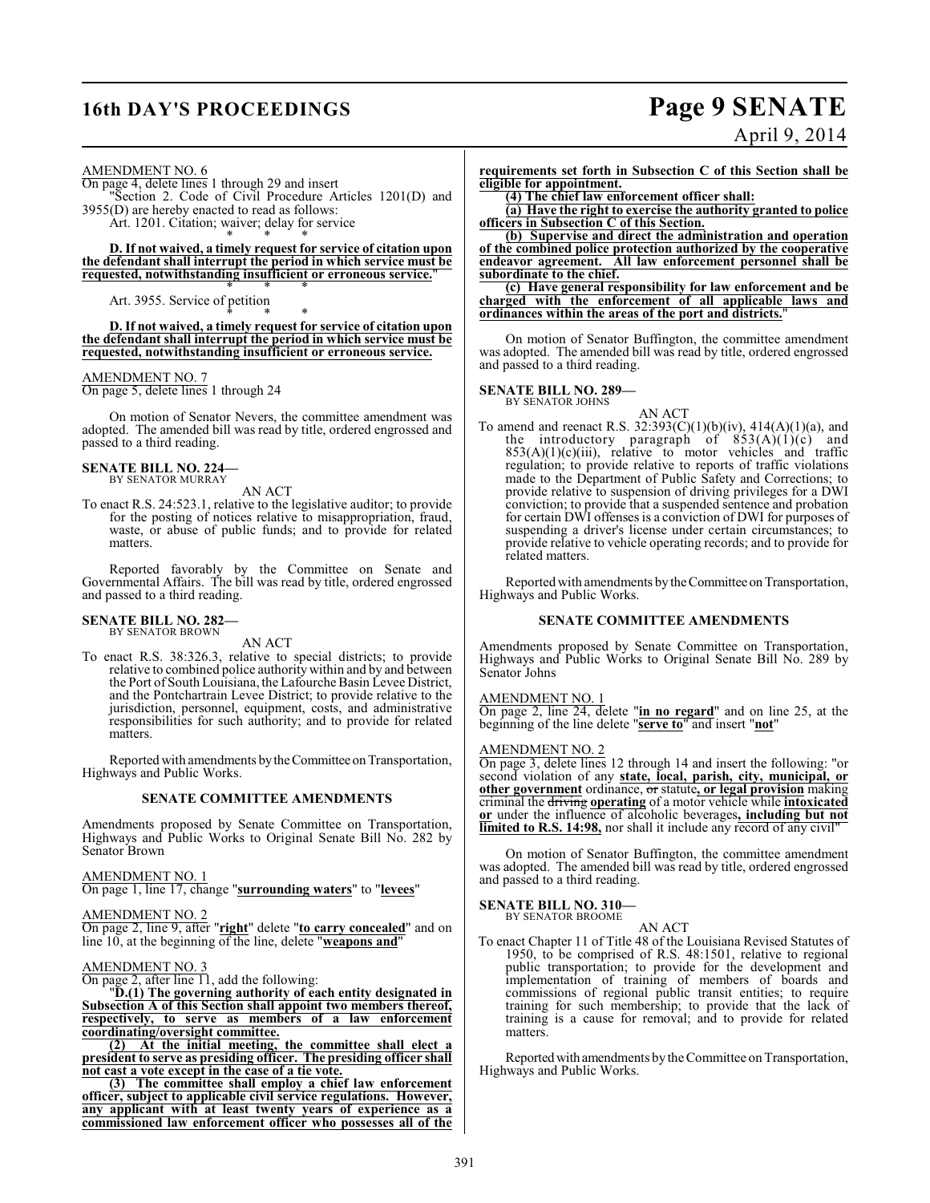AMENDMENT NO. 6

On page 4, delete lines 1 through 29 and insert

"Section 2. Code of Civil Procedure Articles 1201(D) and 3955(D) are hereby enacted to read as follows:

Art. 1201. Citation; waiver; delay for service

\* \* \*

**D. If not waived, a timely request for service of citation upon the defendant shall interrupt the period in which service must be requested, notwithstanding insufficient or erroneous service.**"

\* \* \*

Art. 3955. Service of petition

\* \* \*

**D. If not waived, a timely request for service of citation upon the defendant shall interrupt the period in which service must be requested, notwithstanding insufficient or erroneous service.**

AMENDMENT NO. 7

On page 5, delete lines 1 through 24

On motion of Senator Nevers, the committee amendment was adopted. The amended bill was read by title, ordered engrossed and passed to a third reading.

**SENATE BILL NO. 224—**
BY SENATOR MURRAY

AN ACT

To enact R.S. 24:523.1, relative to the legislative auditor; to provide for the posting of notices relative to misappropriation, fraud, waste, or abuse of public funds; and to provide for related matters.

Reported favorably by the Committee on Senate and Governmental Affairs. The bill was read by title, ordered engrossed and passed to a third reading.

**SENATE BILL NO. 282—**
BY SENATOR BROWN

AN ACT

To enact R.S. 38:326.3, relative to special districts; to provide relative to combined police authority within and by and between the Port of South Louisiana, the Lafourche Basin Levee District, and the Pontchartrain Levee District; to provide relative to the jurisdiction, personnel, equipment, costs, and administrative responsibilities for such authority; and to provide for related matters.

Reported with amendments by the Committee on Transportation, Highways and Public Works.

**SENATE COMMITTEE AMENDMENTS**

Amendments proposed by Senate Committee on Transportation, Highways and Public Works to Original Senate Bill No. 282 by Senator Brown

AMENDMENT NO. 1

On page 1, line 17, change "**surrounding waters**" to "**levees**"

AMENDMENT NO. 2

On page 2, line 9, after "**right**" delete "**to carry concealed**" and on line 10, at the beginning of the line, delete "**weapons and**"

AMENDMENT NO. 3

On page 2, after line 11, add the following:

"**D.(1) The governing authority of each entity designated in Subsection A of this Section shall appoint two members thereof, respectively, to serve as members of a law enforcement coordinating/oversight committee.**

**(2) At the initial meeting, the committee shall elect a president to serve as presiding officer. The presiding officer shall not cast a vote except in the case of a tie vote.**

**(3) The committee shall employ a chief law enforcement officer, subject to applicable civil service regulations. However, any applicant with at least twenty years of experience as a commissioned law enforcement officer who possesses all of the requirements set forth in Subsection C of this Section shall be eligible for appointment.**

**(4) The chief law enforcement officer shall:**

**(a) Have the right to exercise the authority granted to police officers in Subsection C of this Section.**

**(b) Supervise and direct the administration and operation of the combined police protection authorized by the cooperative endeavor agreement. All law enforcement personnel shall be subordinate to the chief.**

**(c) Have general responsibility for law enforcement and be charged with the enforcement of all applicable laws and ordinances within the areas of the port and districts.**"

On motion of Senator Buffington, the committee amendment was adopted. The amended bill was read by title, ordered engrossed and passed to a third reading.

**SENATE BILL NO. 289—**
BY SENATOR JOHNS

AN ACT

To amend and reenact R.S. 32:393(C)(1)(b)(iv), 414(A)(1)(a), and the introductory paragraph of 853(A)(1)(c) and 853(A)(1)(c)(iii), relative to motor vehicles and traffic regulation; to provide relative to reports of traffic violations made to the Department of Public Safety and Corrections; to provide relative to suspension of driving privileges for a DWI conviction; to provide that a suspended sentence and probation for certain DWI offenses is a conviction of DWI for purposes of suspending a driver's license under certain circumstances; to provide relative to vehicle operating records; and to provide for related matters.

Reported with amendments by the Committee on Transportation, Highways and Public Works.

**SENATE COMMITTEE AMENDMENTS**

Amendments proposed by Senate Committee on Transportation, Highways and Public Works to Original Senate Bill No. 289 by Senator Johns

AMENDMENT NO. 1

On page 2, line 24, delete "**in no regard**" and on line 25, at the beginning of the line delete "**serve to**" and insert "**not**"

AMENDMENT NO. 2

On page 3, delete lines 12 through 14 and insert the following: "or second violation of any **state, local, parish, city, municipal, or other government** ordinance, ~~or~~ statute**, or legal provision** making criminal the ~~driving~~ **operating** of a motor vehicle while **intoxicated or** under the influence of alcoholic beverages**, including but not limited to R.S. 14:98,** nor shall it include any record of any civil"

On motion of Senator Buffington, the committee amendment was adopted. The amended bill was read by title, ordered engrossed and passed to a third reading.

**SENATE BILL NO. 310—**
BY SENATOR BROOME

AN ACT

To enact Chapter 11 of Title 48 of the Louisiana Revised Statutes of 1950, to be comprised of R.S. 48:1501, relative to regional public transportation; to provide for the development and implementation of training of members of boards and commissions of regional public transit entities; to require training for such membership; to provide that the lack of training is a cause for removal; and to provide for related matters.

Reported with amendments by the Committee on Transportation, Highways and Public Works.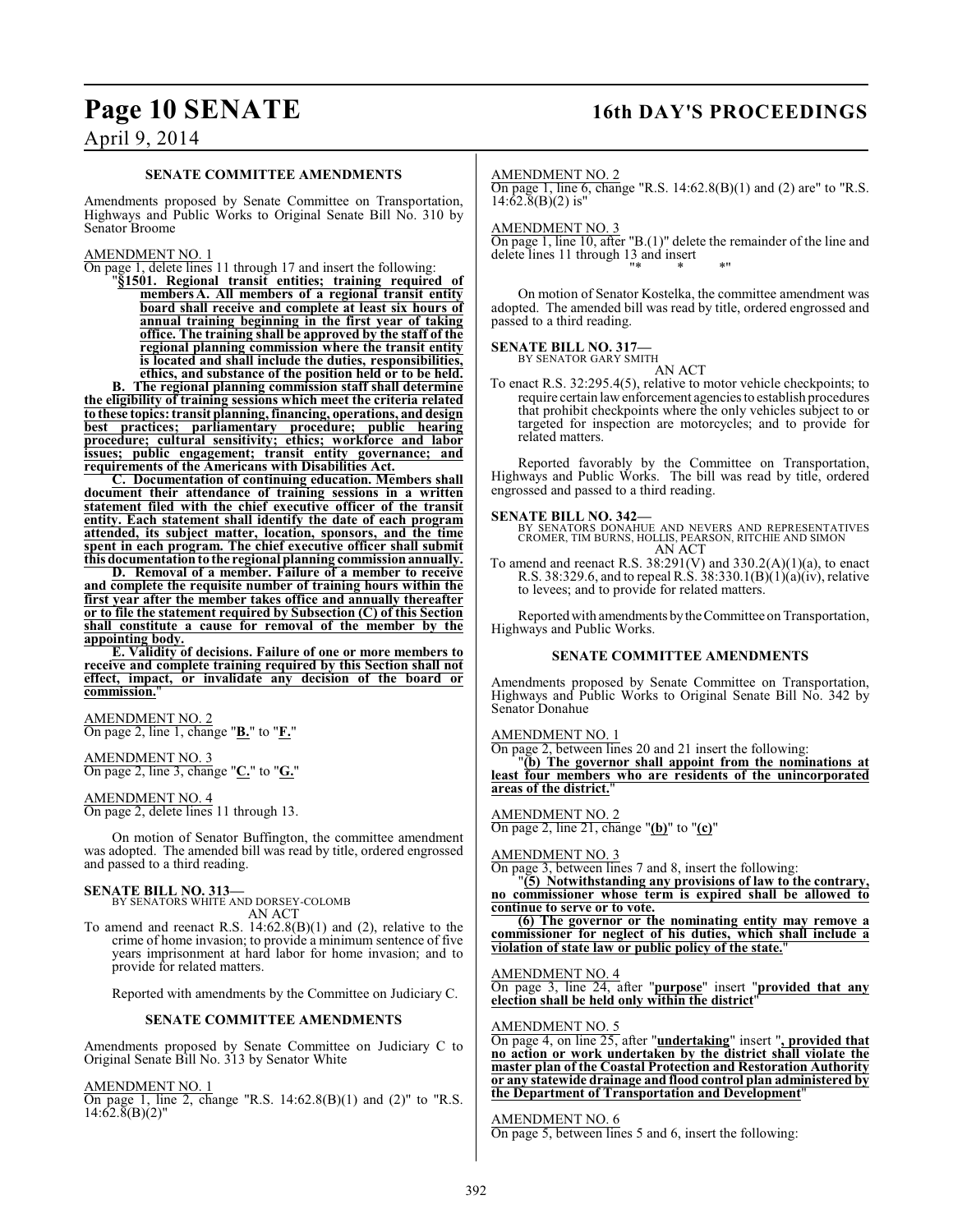**SENATE COMMITTEE AMENDMENTS**

Amendments proposed by Senate Committee on Transportation, Highways and Public Works to Original Senate Bill No. 310 by Senator Broome

AMENDMENT NO. 1

On page 1, delete lines 11 through 17 and insert the following:

"**§1501. Regional transit entities; training required of members A. All members of a regional transit entity board shall receive and complete at least six hours of annual training beginning in the first year of taking office. The training shall be approved by the staff of the regional planning commission where the transit entity is located and shall include the duties, responsibilities, ethics, and substance of the position held or to be held.**

**B. The regional planning commission staff shall determine the eligibility of training sessions which meet the criteria related to these topics: transit planning, financing, operations, and design best practices; parliamentary procedure; public hearing procedure; cultural sensitivity; ethics; workforce and labor issues; public engagement; transit entity governance; and requirements of the Americans with Disabilities Act.**

**C. Documentation of continuing education. Members shall document their attendance of training sessions in a written statement filed with the chief executive officer of the transit entity. Each statement shall identify the date of each program attended, its subject matter, location, sponsors, and the time spent in each program. The chief executive officer shall submit this documentation to the regional planning commission annually.**

**D. Removal of a member. Failure of a member to receive and complete the requisite number of training hours within the first year after the member takes office and annually thereafter or to file the statement required by Subsection (C) of this Section shall constitute a cause for removal of the member by the appointing body.**

**E. Validity of decisions. Failure of one or more members to receive and complete training required by this Section shall not effect, impact, or invalidate any decision of the board or commission.**"

AMENDMENT NO. 2

On page 2, line 1, change "**B.**" to "**F.**"

AMENDMENT NO. 3

On page 2, line 3, change "**C.**" to "**G.**"

AMENDMENT NO. 4

On page 2, delete lines 11 through 13.

On motion of Senator Buffington, the committee amendment was adopted. The amended bill was read by title, ordered engrossed and passed to a third reading.

**SENATE BILL NO. 313—**
BY SENATORS WHITE AND DORSEY-COLOMB

AN ACT

To amend and reenact R.S. 14:62.8(B)(1) and (2), relative to the crime of home invasion; to provide a minimum sentence of five years imprisonment at hard labor for home invasion; and to provide for related matters.

Reported with amendments by the Committee on Judiciary C.

**SENATE COMMITTEE AMENDMENTS**

Amendments proposed by Senate Committee on Judiciary C to Original Senate Bill No. 313 by Senator White

AMENDMENT NO. 1

On page 1, line 2, change "R.S. 14:62.8(B)(1) and (2)" to "R.S. 14:62.8(B)(2)"

AMENDMENT NO. 2

On page 1, line 6, change "R.S. 14:62.8(B)(1) and (2) are" to "R.S. 14:62.8(B)(2) is"

AMENDMENT NO. 3

On page 1, line 10, after "B.(1)" delete the remainder of the line and delete lines 11 through 13 and insert

"* * *"

On motion of Senator Kostelka, the committee amendment was adopted. The amended bill was read by title, ordered engrossed and passed to a third reading.

**SENATE BILL NO. 317—**
BY SENATOR GARY SMITH

AN ACT

To enact R.S. 32:295.4(5), relative to motor vehicle checkpoints; to require certain law enforcement agencies to establish procedures that prohibit checkpoints where the only vehicles subject to or targeted for inspection are motorcycles; and to provide for related matters.

Reported favorably by the Committee on Transportation, Highways and Public Works. The bill was read by title, ordered engrossed and passed to a third reading.

**SENATE BILL NO. 342—**
BY SENATORS DONAHUE AND NEVERS AND REPRESENTATIVES CROMER, TIM BURNS, HOLLIS, PEARSON, RITCHIE AND SIMON

AN ACT

To amend and reenact R.S. 38:291(V) and 330.2(A)(1)(a), to enact R.S. 38:329.6, and to repeal R.S. 38:330.1(B)(1)(a)(iv), relative to levees; and to provide for related matters.

Reported with amendments by the Committee on Transportation, Highways and Public Works.

**SENATE COMMITTEE AMENDMENTS**

Amendments proposed by Senate Committee on Transportation, Highways and Public Works to Original Senate Bill No. 342 by Senator Donahue

AMENDMENT NO. 1

On page 2, between lines 20 and 21 insert the following:

"**(b) The governor shall appoint from the nominations at least four members who are residents of the unincorporated areas of the district.**"

AMENDMENT NO. 2

On page 2, line 21, change "**(b)**" to "**(c)**"

AMENDMENT NO. 3

On page 3, between lines 7 and 8, insert the following:

"**(5) Notwithstanding any provisions of law to the contrary, no commissioner whose term is expired shall be allowed to continue to serve or to vote.**

**(6) The governor or the nominating entity may remove a commissioner for neglect of his duties, which shall include a violation of state law or public policy of the state.**"

AMENDMENT NO. 4

On page 3, line 24, after "**purpose**" insert "**provided that any election shall be held only within the district**"

AMENDMENT NO. 5

On page 4, on line 25, after "**undertaking**" insert "**, provided that no action or work undertaken by the district shall violate the master plan of the Coastal Protection and Restoration Authority or any statewide drainage and flood control plan administered by the Department of Transportation and Development**"

AMENDMENT NO. 6

On page 5, between lines 5 and 6, insert the following: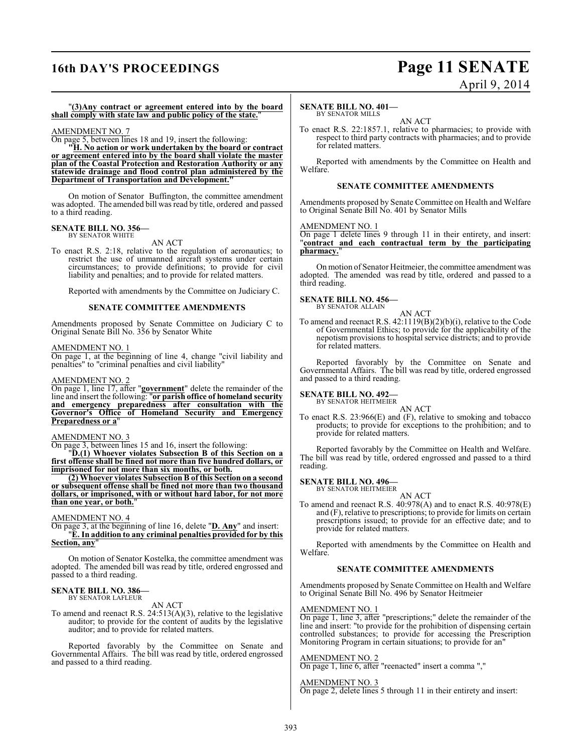"**(3)Any contract or agreement entered into by the board shall comply with state law and public policy of the state.**"

AMENDMENT NO. 7

On page 5, between lines 18 and 19, insert the following:

"**H. No action or work undertaken by the board or contract or agreement entered into by the board shall violate the master plan of the Coastal Protection and Restoration Authority or any statewide drainage and flood control plan administered by the Department of Transportation and Development.**"

On motion of Senator Buffington, the committee amendment was adopted. The amended bill was read by title, ordered and passed to a third reading.

**SENATE BILL NO. 356—**
BY SENATOR WHITE

AN ACT

To enact R.S. 2:18, relative to the regulation of aeronautics; to restrict the use of unmanned aircraft systems under certain circumstances; to provide definitions; to provide for civil liability and penalties; and to provide for related matters.

Reported with amendments by the Committee on Judiciary C.

**SENATE COMMITTEE AMENDMENTS**

Amendments proposed by Senate Committee on Judiciary C to Original Senate Bill No. 356 by Senator White

AMENDMENT NO. 1

On page 1, at the beginning of line 4, change "civil liability and penalties" to "criminal penalties and civil liability"

AMENDMENT NO. 2

On page 1, line 17, after "**government**" delete the remainder of the line and insert the following: "**or parish office of homeland security and emergency preparedness after consultation with the Governor's Office of Homeland Security and Emergency Preparedness or a**"

AMENDMENT NO. 3

On page 3, between lines 15 and 16, insert the following:

"**D.(1) Whoever violates Subsection B of this Section on a first offense shall be fined not more than five hundred dollars, or imprisoned for not more than six months, or both.**

**(2) Whoever violates Subsection B of this Section on a second or subsequent offense shall be fined not more than two thousand dollars, or imprisoned, with or without hard labor, for not more than one year, or both.**"

AMENDMENT NO. 4

On page 3, at the beginning of line 16, delete "**D. Any**" and insert:

"**E. In addition to any criminal penalties provided for by this Section, any**"

On motion of Senator Kostelka, the committee amendment was adopted. The amended bill was read by title, ordered engrossed and passed to a third reading.

**SENATE BILL NO. 386—**
BY SENATOR LAFLEUR

AN ACT

To amend and reenact R.S. 24:513(A)(3), relative to the legislative auditor; to provide for the content of audits by the legislative auditor; and to provide for related matters.

Reported favorably by the Committee on Senate and Governmental Affairs. The bill was read by title, ordered engrossed and passed to a third reading.

**SENATE BILL NO. 401—**
BY SENATOR MILLS

AN ACT

To enact R.S. 22:1857.1, relative to pharmacies; to provide with respect to third party contracts with pharmacies; and to provide for related matters.

Reported with amendments by the Committee on Health and Welfare.

**SENATE COMMITTEE AMENDMENTS**

Amendments proposed by Senate Committee on Health and Welfare to Original Senate Bill No. 401 by Senator Mills

AMENDMENT NO. 1

On page 1 delete lines 9 through 11 in their entirety, and insert: "**contract and each contractual term by the participating pharmacy.**"

On motion of Senator Heitmeier, the committee amendment was adopted. The amended was read by title, ordered and passed to a third reading.

**SENATE BILL NO. 456—**
BY SENATOR ALLAIN

AN ACT

To amend and reenact R.S. 42:1119(B)(2)(b)(i), relative to the Code of Governmental Ethics; to provide for the applicability of the nepotism provisions to hospital service districts; and to provide for related matters.

Reported favorably by the Committee on Senate and Governmental Affairs. The bill was read by title, ordered engrossed and passed to a third reading.

**SENATE BILL NO. 492—**
BY SENATOR HEITMEIER

AN ACT

To enact R.S. 23:966(E) and (F), relative to smoking and tobacco products; to provide for exceptions to the prohibition; and to provide for related matters.

Reported favorably by the Committee on Health and Welfare. The bill was read by title, ordered engrossed and passed to a third reading.

**SENATE BILL NO. 496—**
BY SENATOR HEITMEIER

AN ACT

To amend and reenact R.S. 40:978(A) and to enact R.S. 40:978(E) and (F), relative to prescriptions; to provide for limits on certain prescriptions issued; to provide for an effective date; and to provide for related matters.

Reported with amendments by the Committee on Health and Welfare.

**SENATE COMMITTEE AMENDMENTS**

Amendments proposed by Senate Committee on Health and Welfare to Original Senate Bill No. 496 by Senator Heitmeier

AMENDMENT NO. 1

On page 1, line 3, after "prescriptions;" delete the remainder of the line and insert: "to provide for the prohibition of dispensing certain controlled substances; to provide for accessing the Prescription Monitoring Program in certain situations; to provide for an"

AMENDMENT NO. 2

On page 1, line 6, after "reenacted" insert a comma ","

AMENDMENT NO. 3

On page 2, delete lines 5 through 11 in their entirety and insert: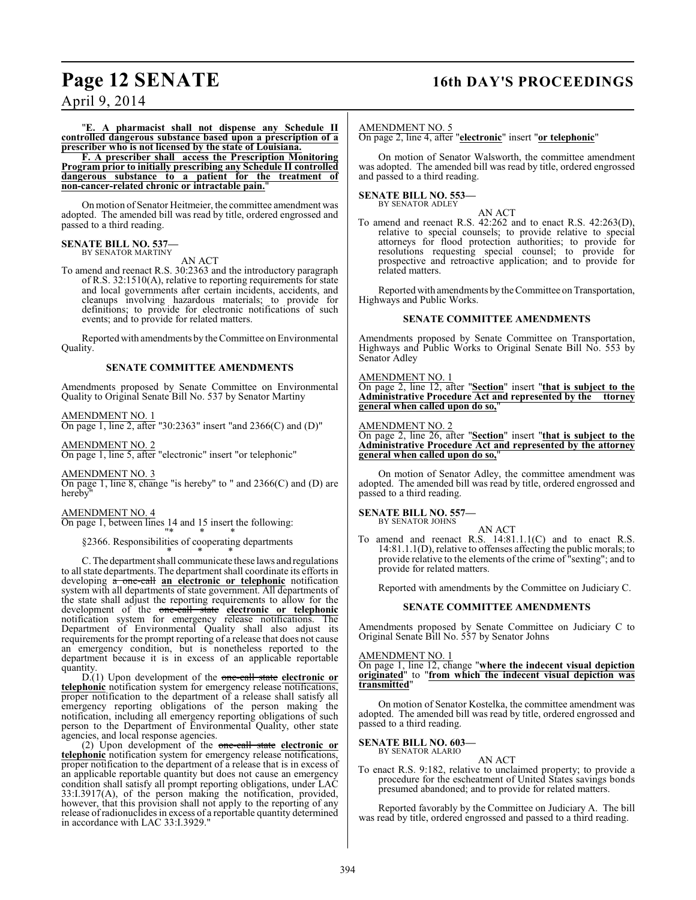"**E. A pharmacist shall not dispense any Schedule II controlled dangerous substance based upon a prescription of a prescriber who is not licensed by the state of Louisiana.**

**F. A prescriber shall access the Prescription Monitoring Program prior to initially prescribing any Schedule II controlled dangerous substance to a patient for the treatment of non-cancer-related chronic or intractable pain.**"

On motion of Senator Heitmeier, the committee amendment was adopted. The amended bill was read by title, ordered engrossed and passed to a third reading.

**SENATE BILL NO. 537—**
BY SENATOR MARTINY

AN ACT

To amend and reenact R.S. 30:2363 and the introductory paragraph of R.S. 32:1510(A), relative to reporting requirements for state and local governments after certain incidents, accidents, and cleanups involving hazardous materials; to provide for definitions; to provide for electronic notifications of such events; and to provide for related matters.

Reported with amendments by the Committee on Environmental Quality.

**SENATE COMMITTEE AMENDMENTS**

Amendments proposed by Senate Committee on Environmental Quality to Original Senate Bill No. 537 by Senator Martiny

AMENDMENT NO. 1
On page 1, line 2, after "30:2363" insert "and 2366(C) and (D)"

AMENDMENT NO. 2
On page 1, line 5, after "electronic" insert "or telephonic"

AMENDMENT NO. 3
On page 1, line 8, change "is hereby" to " and 2366(C) and (D) are hereby"

AMENDMENT NO. 4
On page 1, between lines 14 and 15 insert the following:

"* * *

§2366. Responsibilities of cooperating departments

* * *

C. The department shall communicate these laws and regulations to all state departments. The department shall coordinate its efforts in developing ~~a one-call~~ **an electronic or telephonic** notification system with all departments of state government. All departments of the state shall adjust the reporting requirements to allow for the development of the ~~one-call state~~ **electronic or telephonic** notification system for emergency release notifications. The Department of Environmental Quality shall also adjust its requirements for the prompt reporting of a release that does not cause an emergency condition, but is nonetheless reported to the department because it is in excess of an applicable reportable quantity.

D.(1) Upon development of the ~~one-call state~~ **electronic or telephonic** notification system for emergency release notifications, proper notification to the department of a release shall satisfy all emergency reporting obligations of the person making the notification, including all emergency reporting obligations of such person to the Department of Environmental Quality, other state agencies, and local response agencies.

(2) Upon development of the ~~one-call state~~ **electronic or telephonic** notification system for emergency release notifications, proper notification to the department of a release that is in excess of an applicable reportable quantity but does not cause an emergency condition shall satisfy all prompt reporting obligations, under LAC 33:I.3917(A), of the person making the notification, provided, however, that this provision shall not apply to the reporting of any release of radionuclides in excess of a reportable quantity determined in accordance with LAC 33:I.3929."

AMENDMENT NO. 5
On page 2, line 4, after "**electronic**" insert "**or telephonic**"

On motion of Senator Walsworth, the committee amendment was adopted. The amended bill was read by title, ordered engrossed and passed to a third reading.

**SENATE BILL NO. 553—**
BY SENATOR ADLEY

AN ACT

To amend and reenact R.S. 42:262 and to enact R.S. 42:263(D), relative to special counsels; to provide relative to special attorneys for flood protection authorities; to provide for resolutions requesting special counsel; to provide for prospective and retroactive application; and to provide for related matters.

Reported with amendments by the Committee on Transportation, Highways and Public Works.

**SENATE COMMITTEE AMENDMENTS**

Amendments proposed by Senate Committee on Transportation, Highways and Public Works to Original Senate Bill No. 553 by Senator Adley

AMENDMENT NO. 1
On page 2, line 12, after "**Section**" insert "**that is subject to the Administrative Procedure Act and represented by the ttorney general when called upon do so,**"

AMENDMENT NO. 2
On page 2, line 26, after "**Section**" insert "**that is subject to the Administrative Procedure Act and represented by the attorney general when called upon do so,**"

On motion of Senator Adley, the committee amendment was adopted. The amended bill was read by title, ordered engrossed and passed to a third reading.

**SENATE BILL NO. 557—**
BY SENATOR JOHNS

AN ACT

To amend and reenact R.S. 14:81.1.1(C) and to enact R.S. 14:81.1.1(D), relative to offenses affecting the public morals; to provide relative to the elements of the crime of "sexting"; and to provide for related matters.

Reported with amendments by the Committee on Judiciary C.

**SENATE COMMITTEE AMENDMENTS**

Amendments proposed by Senate Committee on Judiciary C to Original Senate Bill No. 557 by Senator Johns

AMENDMENT NO. 1
On page 1, line 12, change "**where the indecent visual depiction originated**" to "**from which the indecent visual depiction was transmitted**"

On motion of Senator Kostelka, the committee amendment was adopted. The amended bill was read by title, ordered engrossed and passed to a third reading.

**SENATE BILL NO. 603—**
BY SENATOR ALARIO

AN ACT

To enact R.S. 9:182, relative to unclaimed property; to provide a procedure for the escheatment of United States savings bonds presumed abandoned; and to provide for related matters.

Reported favorably by the Committee on Judiciary A. The bill was read by title, ordered engrossed and passed to a third reading.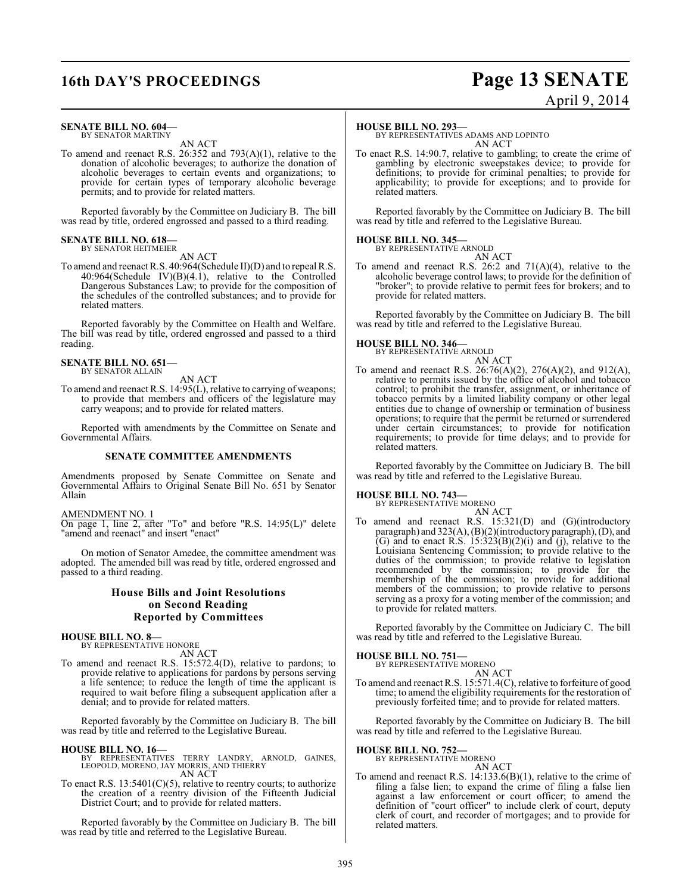**SENATE BILL NO. 604—**
BY SENATOR MARTINY

AN ACT

To amend and reenact R.S. 26:352 and 793(A)(1), relative to the donation of alcoholic beverages; to authorize the donation of alcoholic beverages to certain events and organizations; to provide for certain types of temporary alcoholic beverage permits; and to provide for related matters.

Reported favorably by the Committee on Judiciary B. The bill was read by title, ordered engrossed and passed to a third reading.

**SENATE BILL NO. 618—**
BY SENATOR HEITMEIER

AN ACT

To amend and reenact R.S. 40:964(Schedule II)(D) and to repeal R.S. 40:964(Schedule IV)(B)(4.1), relative to the Controlled Dangerous Substances Law; to provide for the composition of the schedules of the controlled substances; and to provide for related matters.

Reported favorably by the Committee on Health and Welfare. The bill was read by title, ordered engrossed and passed to a third reading.

**SENATE BILL NO. 651—**
BY SENATOR ALLAIN

AN ACT

To amend and reenact R.S. 14:95(L), relative to carrying of weapons; to provide that members and officers of the legislature may carry weapons; and to provide for related matters.

Reported with amendments by the Committee on Senate and Governmental Affairs.

**SENATE COMMITTEE AMENDMENTS**

Amendments proposed by Senate Committee on Senate and Governmental Affairs to Original Senate Bill No. 651 by Senator Allain

AMENDMENT NO. 1
On page 1, line 2, after "To" and before "R.S. 14:95(L)" delete "amend and reenact" and insert "enact"

On motion of Senator Amedee, the committee amendment was adopted. The amended bill was read by title, ordered engrossed and passed to a third reading.

## House Bills and Joint Resolutions on Second Reading Reported by Committees

**HOUSE BILL NO. 8—**
BY REPRESENTATIVE HONORE

AN ACT

To amend and reenact R.S. 15:572.4(D), relative to pardons; to provide relative to applications for pardons by persons serving a life sentence; to reduce the length of time the applicant is required to wait before filing a subsequent application after a denial; and to provide for related matters.

Reported favorably by the Committee on Judiciary B. The bill was read by title and referred to the Legislative Bureau.

**HOUSE BILL NO. 16—**
BY REPRESENTATIVES TERRY LANDRY, ARNOLD, GAINES, LEOPOLD, MORENO, JAY MORRIS, AND THIERRY

AN ACT

To enact R.S. 13:5401(C)(5), relative to reentry courts; to authorize the creation of a reentry division of the Fifteenth Judicial District Court; and to provide for related matters.

Reported favorably by the Committee on Judiciary B. The bill was read by title and referred to the Legislative Bureau.

**HOUSE BILL NO. 293—**
BY REPRESENTATIVES ADAMS AND LOPINTO

AN ACT

To enact R.S. 14:90.7, relative to gambling; to create the crime of gambling by electronic sweepstakes device; to provide for definitions; to provide for criminal penalties; to provide for applicability; to provide for exceptions; and to provide for related matters.

Reported favorably by the Committee on Judiciary B. The bill was read by title and referred to the Legislative Bureau.

**HOUSE BILL NO. 345—**
BY REPRESENTATIVE ARNOLD

AN ACT

To amend and reenact R.S. 26:2 and 71(A)(4), relative to the alcoholic beverage control laws; to provide for the definition of "broker"; to provide relative to permit fees for brokers; and to provide for related matters.

Reported favorably by the Committee on Judiciary B. The bill was read by title and referred to the Legislative Bureau.

**HOUSE BILL NO. 346—**
BY REPRESENTATIVE ARNOLD

AN ACT

To amend and reenact R.S. 26:76(A)(2), 276(A)(2), and 912(A), relative to permits issued by the office of alcohol and tobacco control; to prohibit the transfer, assignment, or inheritance of tobacco permits by a limited liability company or other legal entities due to change of ownership or termination of business operations; to require that the permit be returned or surrendered under certain circumstances; to provide for notification requirements; to provide for time delays; and to provide for related matters.

Reported favorably by the Committee on Judiciary B. The bill was read by title and referred to the Legislative Bureau.

**HOUSE BILL NO. 743—**
BY REPRESENTATIVE MORENO

AN ACT

To amend and reenact R.S. 15:321(D) and (G)(introductory paragraph) and 323(A), (B)(2)(introductory paragraph), (D), and (G) and to enact R.S. 15:323(B)(2)(i) and (j), relative to the Louisiana Sentencing Commission; to provide relative to the duties of the commission; to provide relative to legislation recommended by the commission; to provide for the membership of the commission; to provide for additional members of the commission; to provide relative to persons serving as a proxy for a voting member of the commission; and to provide for related matters.

Reported favorably by the Committee on Judiciary C. The bill was read by title and referred to the Legislative Bureau.

**HOUSE BILL NO. 751—**
BY REPRESENTATIVE MORENO

AN ACT

To amend and reenact R.S. 15:571.4(C), relative to forfeiture of good time; to amend the eligibility requirements for the restoration of previously forfeited time; and to provide for related matters.

Reported favorably by the Committee on Judiciary B. The bill was read by title and referred to the Legislative Bureau.

**HOUSE BILL NO. 752—**
BY REPRESENTATIVE MORENO

AN ACT

To amend and reenact R.S. 14:133.6(B)(1), relative to the crime of filing a false lien; to expand the crime of filing a false lien against a law enforcement or court officer; to amend the definition of "court officer" to include clerk of court, deputy clerk of court, and recorder of mortgages; and to provide for related matters.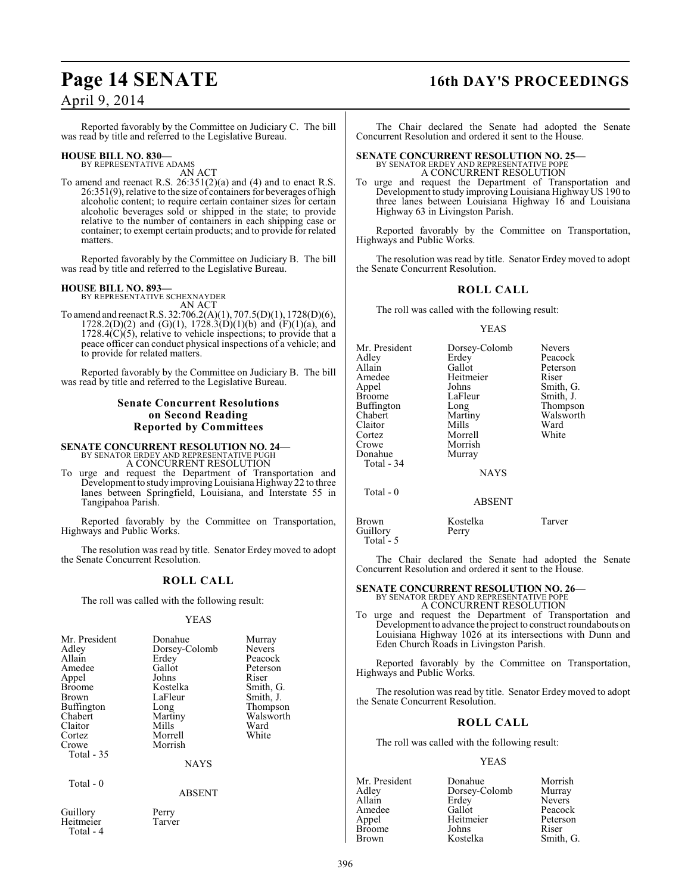Reported favorably by the Committee on Judiciary C. The bill was read by title and referred to the Legislative Bureau.

**HOUSE BILL NO. 830—**
BY REPRESENTATIVE ADAMS
AN ACT

To amend and reenact R.S. 26:351(2)(a) and (4) and to enact R.S. 26:351(9), relative to the size of containers for beverages of high alcoholic content; to require certain container sizes for certain alcoholic beverages sold or shipped in the state; to provide relative to the number of containers in each shipping case or container; to exempt certain products; and to provide for related matters.

Reported favorably by the Committee on Judiciary B. The bill was read by title and referred to the Legislative Bureau.

**HOUSE BILL NO. 893—**
BY REPRESENTATIVE SCHEXNAYDER
AN ACT

To amend and reenact R.S. 32:706.2(A)(1), 707.5(D)(1), 1728(D)(6), 1728.2(D)(2) and (G)(1), 1728.3(D)(1)(b) and (F)(1)(a), and 1728.4(C)(5), relative to vehicle inspections; to provide that a peace officer can conduct physical inspections of a vehicle; and to provide for related matters.

Reported favorably by the Committee on Judiciary B. The bill was read by title and referred to the Legislative Bureau.

## Senate Concurrent Resolutions on Second Reading Reported by Committees

**SENATE CONCURRENT RESOLUTION NO. 24—**
BY SENATOR ERDEY AND REPRESENTATIVE PUGH
A CONCURRENT RESOLUTION

To urge and request the Department of Transportation and Development to study improving Louisiana Highway 22 to three lanes between Springfield, Louisiana, and Interstate 55 in Tangipahoa Parish.

Reported favorably by the Committee on Transportation, Highways and Public Works.

The resolution was read by title. Senator Erdey moved to adopt the Senate Concurrent Resolution.

### ROLL CALL

The roll was called with the following result:

YEAS

| | | |
|---|---|---|
| Mr. President | Donahue | Murray |
| Adley | Dorsey-Colomb | Nevers |
| Allain | Erdey | Peacock |
| Amedee | Gallot | Peterson |
| Appel | Johns | Riser |
| Broome | Kostelka | Smith, G. |
| Brown | LaFleur | Smith, J. |
| Buffington | Long | Thompson |
| Chabert | Martiny | Walsworth |
| Claitor | Mills | Ward |
| Cortez | Morrell | White |
| Crowe | Morrish | |

Total - 35

NAYS

Total - 0

ABSENT

| | |
|---|---|
| Guillory | Perry |
| Heitmeier | Tarver |

Total - 4

The Chair declared the Senate had adopted the Senate Concurrent Resolution and ordered it sent to the House.

**SENATE CONCURRENT RESOLUTION NO. 25—**
BY SENATOR ERDEY AND REPRESENTATIVE POPE
A CONCURRENT RESOLUTION

To urge and request the Department of Transportation and Development to study improving Louisiana Highway US 190 to three lanes between Louisiana Highway 16 and Louisiana Highway 63 in Livingston Parish.

Reported favorably by the Committee on Transportation, Highways and Public Works.

The resolution was read by title. Senator Erdey moved to adopt the Senate Concurrent Resolution.

### ROLL CALL

The roll was called with the following result:

YEAS

| | | |
|---|---|---|
| Mr. President | Dorsey-Colomb | Nevers |
| Adley | Erdey | Peacock |
| Allain | Gallot | Peterson |
| Amedee | Heitmeier | Riser |
| Appel | Johns | Smith, G. |
| Broome | LaFleur | Smith, J. |
| Buffington | Long | Thompson |
| Chabert | Martiny | Walsworth |
| Claitor | Mills | Ward |
| Cortez | Morrell | White |
| Crowe | Morrish | |
| Donahue | Murray | |

Total - 34

NAYS

Total - 0

ABSENT

| | | |
|---|---|---|
| Brown | Kostelka | Tarver |
| Guillory | Perry | |

Total - 5

The Chair declared the Senate had adopted the Senate Concurrent Resolution and ordered it sent to the House.

**SENATE CONCURRENT RESOLUTION NO. 26—**
BY SENATOR ERDEY AND REPRESENTATIVE POPE
A CONCURRENT RESOLUTION

To urge and request the Department of Transportation and Development to advance the project to construct roundabouts on Louisiana Highway 1026 at its intersections with Dunn and Eden Church Roads in Livingston Parish.

Reported favorably by the Committee on Transportation, Highways and Public Works.

The resolution was read by title. Senator Erdey moved to adopt the Senate Concurrent Resolution.

### ROLL CALL

The roll was called with the following result:

YEAS

| | | |
|---|---|---|
| Mr. President | Donahue | Morrish |
| Adley | Dorsey-Colomb | Murray |
| Allain | Erdey | Nevers |
| Amedee | Gallot | Peacock |
| Appel | Heitmeier | Peterson |
| Broome | Johns | Riser |
| Brown | Kostelka | Smith, G. |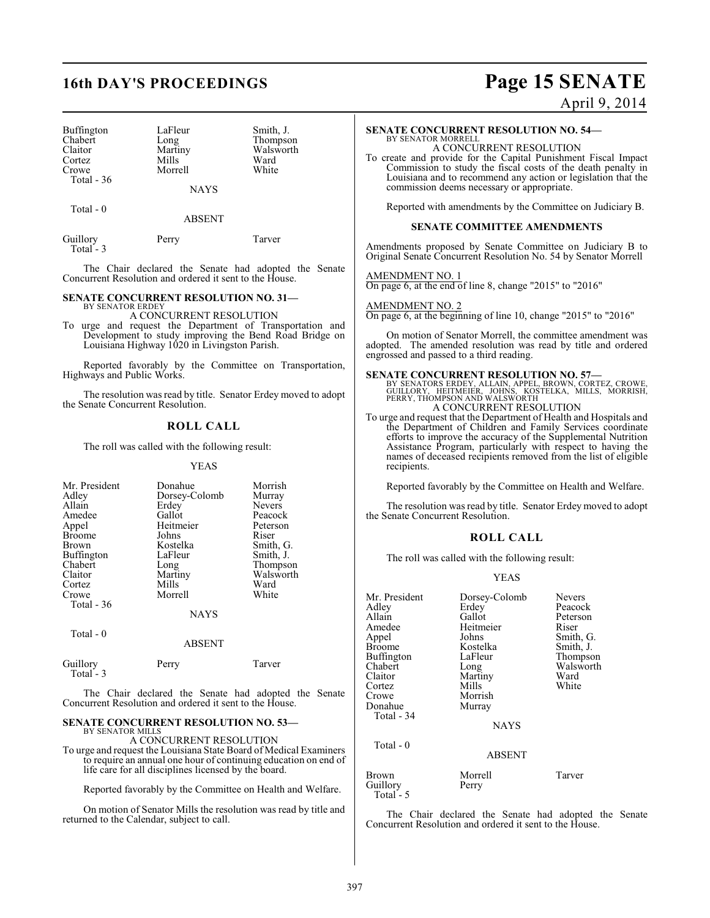| | | |
|---|---|---|
| Buffington | LaFleur | Smith, J. |
| Chabert | Long | Thompson |
| Claitor | Martiny | Walsworth |
| Cortez | Mills | Ward |
| Crowe | Morrell | White |
| Total - 36 | | |

NAYS

Total - 0

ABSENT

| | | |
|---|---|---|
| Guillory | Perry | Tarver |
| Total - 3 | | |

The Chair declared the Senate had adopted the Senate Concurrent Resolution and ordered it sent to the House.

**SENATE CONCURRENT RESOLUTION NO. 31—**
BY SENATOR ERDEY
A CONCURRENT RESOLUTION
To urge and request the Department of Transportation and Development to study improving the Bend Road Bridge on Louisiana Highway 1020 in Livingston Parish.

Reported favorably by the Committee on Transportation, Highways and Public Works.

The resolution was read by title. Senator Erdey moved to adopt the Senate Concurrent Resolution.

## ROLL CALL

The roll was called with the following result:

YEAS

| | | |
|---|---|---|
| Mr. President | Donahue | Morrish |
| Adley | Dorsey-Colomb | Murray |
| Allain | Erdey | Nevers |
| Amedee | Gallot | Peacock |
| Appel | Heitmeier | Peterson |
| Broome | Johns | Riser |
| Brown | Kostelka | Smith, G. |
| Buffington | LaFleur | Smith, J. |
| Chabert | Long | Thompson |
| Claitor | Martiny | Walsworth |
| Cortez | Mills | Ward |
| Crowe | Morrell | White |
| Total - 36 | | |

NAYS

Total - 0

ABSENT

| | | |
|---|---|---|
| Guillory | Perry | Tarver |
| Total - 3 | | |

The Chair declared the Senate had adopted the Senate Concurrent Resolution and ordered it sent to the House.

**SENATE CONCURRENT RESOLUTION NO. 53—**
BY SENATOR MILLS
A CONCURRENT RESOLUTION
To urge and request the Louisiana State Board of Medical Examiners to require an annual one hour of continuing education on end of life care for all disciplines licensed by the board.

Reported favorably by the Committee on Health and Welfare.

On motion of Senator Mills the resolution was read by title and returned to the Calendar, subject to call.

**SENATE CONCURRENT RESOLUTION NO. 54—**
BY SENATOR MORRELL
A CONCURRENT RESOLUTION
To create and provide for the Capital Punishment Fiscal Impact Commission to study the fiscal costs of the death penalty in Louisiana and to recommend any action or legislation that the commission deems necessary or appropriate.

Reported with amendments by the Committee on Judiciary B.

## SENATE COMMITTEE AMENDMENTS

Amendments proposed by Senate Committee on Judiciary B to Original Senate Concurrent Resolution No. 54 by Senator Morrell

AMENDMENT NO. 1
On page 6, at the end of line 8, change "2015" to "2016"

AMENDMENT NO. 2
On page 6, at the beginning of line 10, change "2015" to "2016"

On motion of Senator Morrell, the committee amendment was adopted. The amended resolution was read by title and ordered engrossed and passed to a third reading.

**SENATE CONCURRENT RESOLUTION NO. 57—**
BY SENATORS ERDEY, ALLAIN, APPEL, BROWN, CORTEZ, CROWE, GUILLORY, HEITMEIER, JOHNS, KOSTELKA, MILLS, MORRISH, PERRY, THOMPSON AND WALSWORTH
A CONCURRENT RESOLUTION
To urge and request that the Department of Health and Hospitals and the Department of Children and Family Services coordinate efforts to improve the accuracy of the Supplemental Nutrition Assistance Program, particularly with respect to having the names of deceased recipients removed from the list of eligible recipients.

Reported favorably by the Committee on Health and Welfare.

The resolution was read by title. Senator Erdey moved to adopt the Senate Concurrent Resolution.

## ROLL CALL

The roll was called with the following result:

YEAS

| | | |
|---|---|---|
| Mr. President | Dorsey-Colomb | Nevers |
| Adley | Erdey | Peacock |
| Allain | Gallot | Peterson |
| Amedee | Heitmeier | Riser |
| Appel | Johns | Smith, G. |
| Broome | Kostelka | Smith, J. |
| Buffington | LaFleur | Thompson |
| Chabert | Long | Walsworth |
| Claitor | Martiny | Ward |
| Cortez | Mills | White |
| Crowe | Morrish | |
| Donahue | Murray | |
| Total - 34 | | |

NAYS

Total - 0

ABSENT

| | | |
|---|---|---|
| Brown | Morrell | Tarver |
| Guillory | Perry | |
| Total - 5 | | |

The Chair declared the Senate had adopted the Senate Concurrent Resolution and ordered it sent to the House.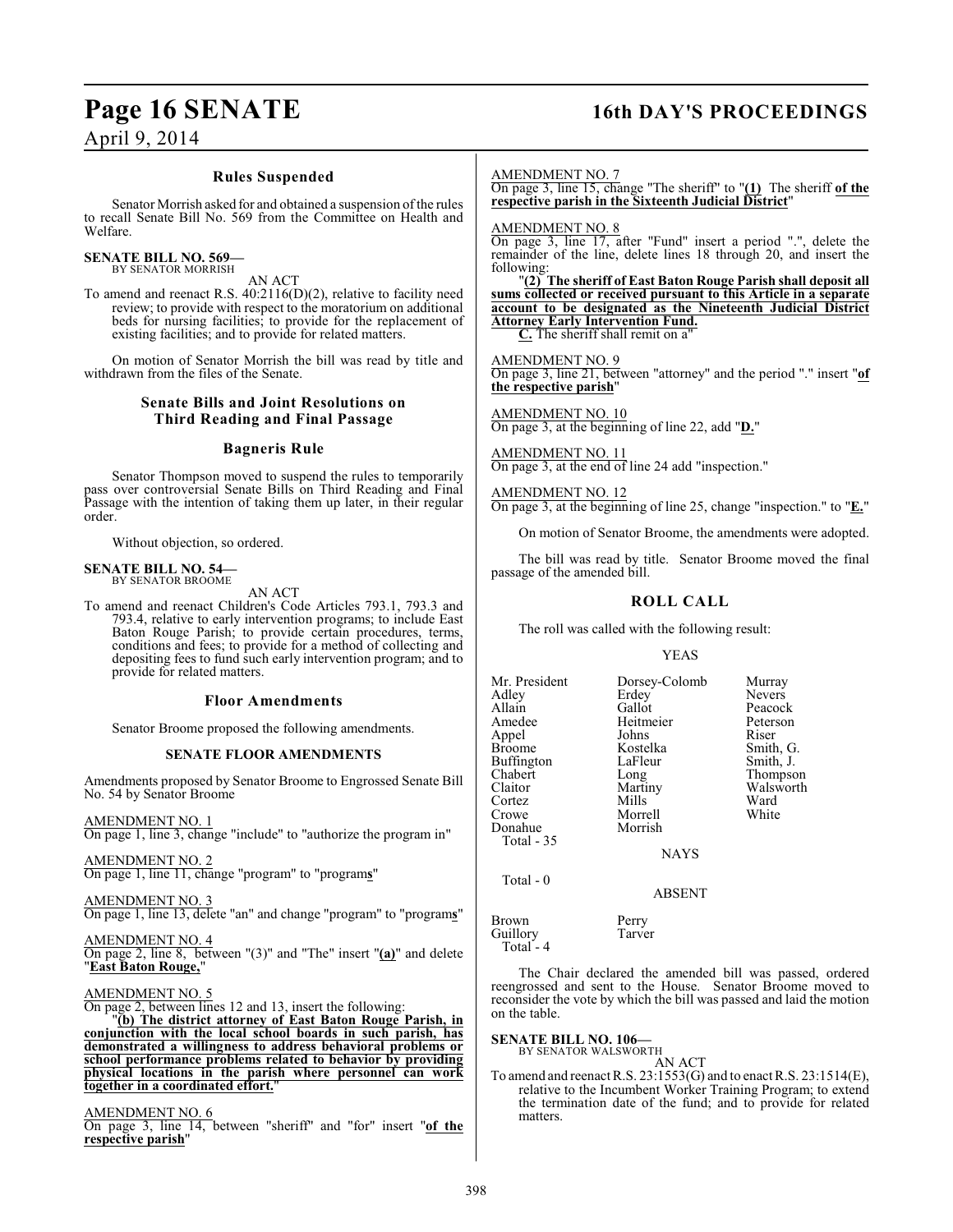### Rules Suspended

Senator Morrish asked for and obtained a suspension of the rules to recall Senate Bill No. 569 from the Committee on Health and Welfare.

**SENATE BILL NO. 569—**
BY SENATOR MORRISH

AN ACT

To amend and reenact R.S. 40:2116(D)(2), relative to facility need review; to provide with respect to the moratorium on additional beds for nursing facilities; to provide for the replacement of existing facilities; and to provide for related matters.

On motion of Senator Morrish the bill was read by title and withdrawn from the files of the Senate.

### Senate Bills and Joint Resolutions on Third Reading and Final Passage

### Bagneris Rule

Senator Thompson moved to suspend the rules to temporarily pass over controversial Senate Bills on Third Reading and Final Passage with the intention of taking them up later, in their regular order.

Without objection, so ordered.

**SENATE BILL NO. 54—**
BY SENATOR BROOME

AN ACT

To amend and reenact Children's Code Articles 793.1, 793.3 and 793.4, relative to early intervention programs; to include East Baton Rouge Parish; to provide certain procedures, terms, conditions and fees; to provide for a method of collecting and depositing fees to fund such early intervention program; and to provide for related matters.

### Floor Amendments

Senator Broome proposed the following amendments.

#### SENATE FLOOR AMENDMENTS

Amendments proposed by Senator Broome to Engrossed Senate Bill No. 54 by Senator Broome

AMENDMENT NO. 1
On page 1, line 3, change "include" to "authorize the program in"

AMENDMENT NO. 2
On page 1, line 11, change "program" to "program**s**"

AMENDMENT NO. 3
On page 1, line 13, delete "an" and change "program" to "program**s**"

AMENDMENT NO. 4
On page 2, line 8, between "(3)" and "The" insert "**(a)**" and delete "**East Baton Rouge,**"

AMENDMENT NO. 5
On page 2, between lines 12 and 13, insert the following:

"**(b) The district attorney of East Baton Rouge Parish, in conjunction with the local school boards in such parish, has demonstrated a willingness to address behavioral problems or school performance problems related to behavior by providing physical locations in the parish where personnel can work together in a coordinated effort.**"

AMENDMENT NO. 6
On page 3, line 14, between "sheriff" and "for" insert "**of the respective parish**"

AMENDMENT NO. 7
On page 3, line 15, change "The sheriff" to "**(1)** The sheriff **of the respective parish in the Sixteenth Judicial District**"

AMENDMENT NO. 8
On page 3, line 17, after "Fund" insert a period ".", delete the remainder of the line, delete lines 18 through 20, and insert the following:

"**(2) The sheriff of East Baton Rouge Parish shall deposit all sums collected or received pursuant to this Article in a separate account to be designated as the Nineteenth Judicial District Attorney Early Intervention Fund.**

**C.** The sheriff shall remit on a"

AMENDMENT NO. 9
On page 3, line 21, between "attorney" and the period "." insert "**of the respective parish**"

AMENDMENT NO. 10
On page 3, at the beginning of line 22, add "**D.**"

AMENDMENT NO. 11
On page 3, at the end of line 24 add "inspection."

AMENDMENT NO. 12
On page 3, at the beginning of line 25, change "inspection." to "**E.**"

On motion of Senator Broome, the amendments were adopted.

The bill was read by title. Senator Broome moved the final passage of the amended bill.

### ROLL CALL

The roll was called with the following result:

YEAS

| | | |
|---|---|---|
| Mr. President | Dorsey-Colomb | Murray |
| Adley | Erdey | Nevers |
| Allain | Gallot | Peacock |
| Amedee | Heitmeier | Peterson |
| Appel | Johns | Riser |
| Broome | Kostelka | Smith, G. |
| Buffington | LaFleur | Smith, J. |
| Chabert | Long | Thompson |
| Claitor | Martiny | Walsworth |
| Cortez | Mills | Ward |
| Crowe | Morrell | White |
| Donahue | Morrish | |

Total - 35

NAYS

Total - 0

ABSENT

| | |
|---|---|
| Brown | Perry |
| Guillory | Tarver |

Total - 4

The Chair declared the amended bill was passed, ordered reengrossed and sent to the House. Senator Broome moved to reconsider the vote by which the bill was passed and laid the motion on the table.

**SENATE BILL NO. 106—**
BY SENATOR WALSWORTH

AN ACT

To amend and reenact R.S. 23:1553(G) and to enact R.S. 23:1514(E), relative to the Incumbent Worker Training Program; to extend the termination date of the fund; and to provide for related matters.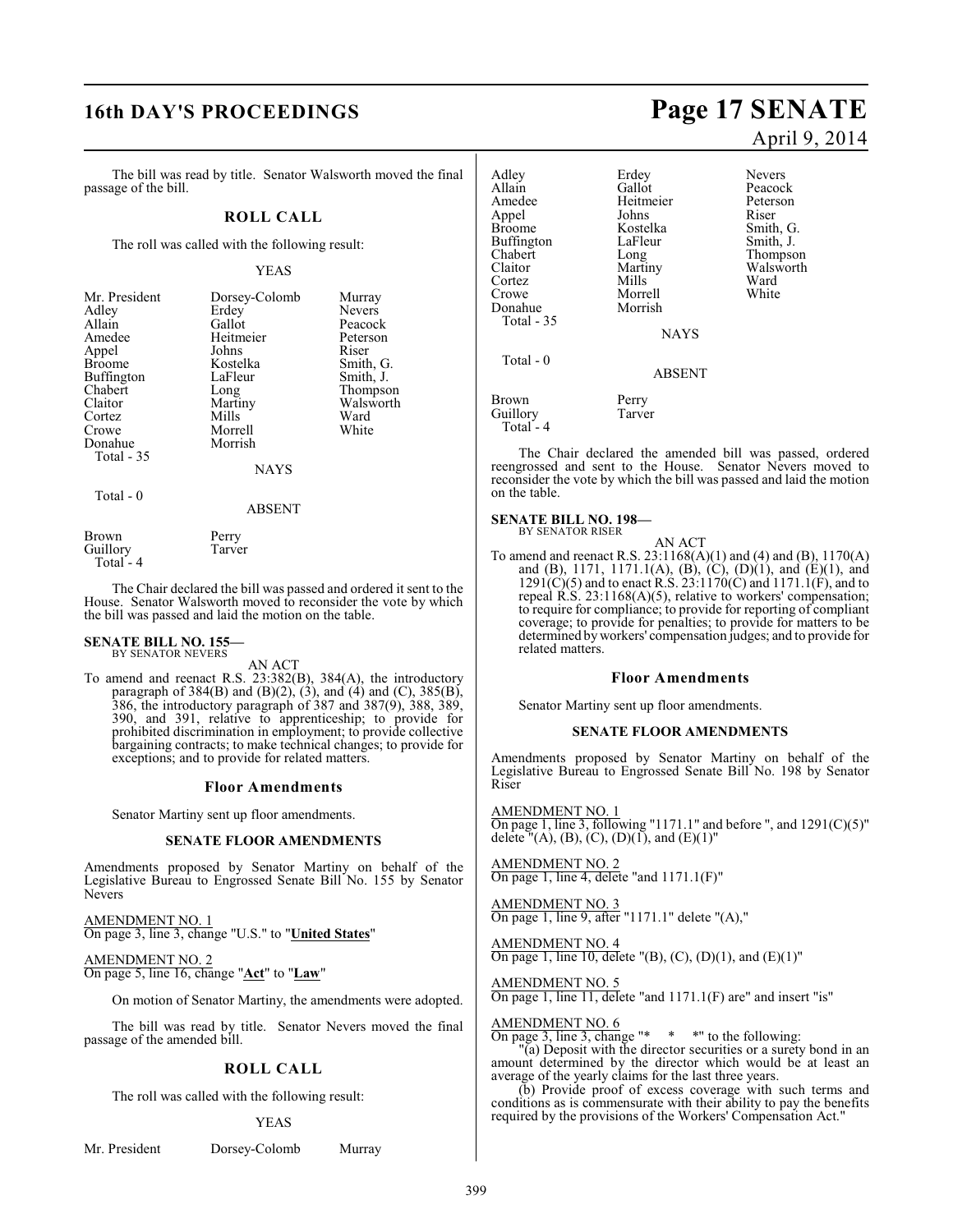The bill was read by title. Senator Walsworth moved the final passage of the bill.

## ROLL CALL

The roll was called with the following result:

YEAS

| | | |
|---|---|---|
| Mr. President | Dorsey-Colomb | Murray |
| Adley | Erdey | Nevers |
| Allain | Gallot | Peacock |
| Amedee | Heitmeier | Peterson |
| Appel | Johns | Riser |
| Broome | Kostelka | Smith, G. |
| Buffington | LaFleur | Smith, J. |
| Chabert | Long | Thompson |
| Claitor | Martiny | Walsworth |
| Cortez | Mills | Ward |
| Crowe | Morrell | White |
| Donahue | Morrish | |
| Total - 35 | | |

NAYS

Total - 0

ABSENT

| | |
|---|---|
| Brown | Perry |
| Guillory | Tarver |
| Total - 4 | |

The Chair declared the bill was passed and ordered it sent to the House. Senator Walsworth moved to reconsider the vote by which the bill was passed and laid the motion on the table.

**SENATE BILL NO. 155—**
BY SENATOR NEVERS

AN ACT

To amend and reenact R.S. 23:382(B), 384(A), the introductory paragraph of 384(B) and (B)(2), (3), and (4) and (C), 385(B), 386, the introductory paragraph of 387 and 387(9), 388, 389, 390, and 391, relative to apprenticeship; to provide for prohibited discrimination in employment; to provide collective bargaining contracts; to make technical changes; to provide for exceptions; and to provide for related matters.

### Floor Amendments

Senator Martiny sent up floor amendments.

#### SENATE FLOOR AMENDMENTS

Amendments proposed by Senator Martiny on behalf of the Legislative Bureau to Engrossed Senate Bill No. 155 by Senator Nevers

AMENDMENT NO. 1
On page 3, line 3, change "U.S." to "**United States**"

AMENDMENT NO. 2
On page 5, line 16, change "**Act**" to "**Law**"

On motion of Senator Martiny, the amendments were adopted.

The bill was read by title. Senator Nevers moved the final passage of the amended bill.

## ROLL CALL

The roll was called with the following result:

YEAS

| | | |
|---|---|---|
| Mr. President | Dorsey-Colomb | Murray |
| Adley | Erdey | Nevers |
| Allain | Gallot | Peacock |
| Amedee | Heitmeier | Peterson |
| Appel | Johns | Riser |
| Broome | Kostelka | Smith, G. |
| Buffington | LaFleur | Smith, J. |
| Chabert | Long | Thompson |
| Claitor | Martiny | Walsworth |
| Cortez | Mills | Ward |
| Crowe | Morrell | White |
| Donahue | Morrish | |
| Total - 35 | | |

NAYS

Total - 0

ABSENT

| | |
|---|---|
| Brown | Perry |
| Guillory | Tarver |
| Total - 4 | |

The Chair declared the amended bill was passed, ordered reengrossed and sent to the House. Senator Nevers moved to reconsider the vote by which the bill was passed and laid the motion on the table.

**SENATE BILL NO. 198—**
BY SENATOR RISER

AN ACT

To amend and reenact R.S. 23:1168(A)(1) and (4) and (B), 1170(A) and (B), 1171, 1171.1(A), (B), (C), (D)(1), and (E)(1), and 1291(C)(5) and to enact R.S. 23:1170(C) and 1171.1(F), and to repeal R.S. 23:1168(A)(5), relative to workers' compensation; to require for compliance; to provide for reporting of compliant coverage; to provide for penalties; to provide for matters to be determined by workers' compensation judges; and to provide for related matters.

### Floor Amendments

Senator Martiny sent up floor amendments.

#### SENATE FLOOR AMENDMENTS

Amendments proposed by Senator Martiny on behalf of the Legislative Bureau to Engrossed Senate Bill No. 198 by Senator Riser

AMENDMENT NO. 1
On page 1, line 3, following "1171.1" and before ", and 1291(C)(5)" delete "(A), (B), (C), (D)(1), and (E)(1)"

AMENDMENT NO. 2
On page 1, line 4, delete "and 1171.1(F)"

AMENDMENT NO. 3
On page 1, line 9, after "1171.1" delete "(A),"

AMENDMENT NO. 4
On page 1, line 10, delete "(B), (C), (D)(1), and (E)(1)"

AMENDMENT NO. 5
On page 1, line 11, delete "and 1171.1(F) are" and insert "is"

AMENDMENT NO. 6
On page 3, line 3, change "* * *" to the following:

"(a) Deposit with the director securities or a surety bond in an amount determined by the director which would be at least an average of the yearly claims for the last three years.

(b) Provide proof of excess coverage with such terms and conditions as is commensurate with their ability to pay the benefits required by the provisions of the Workers' Compensation Act."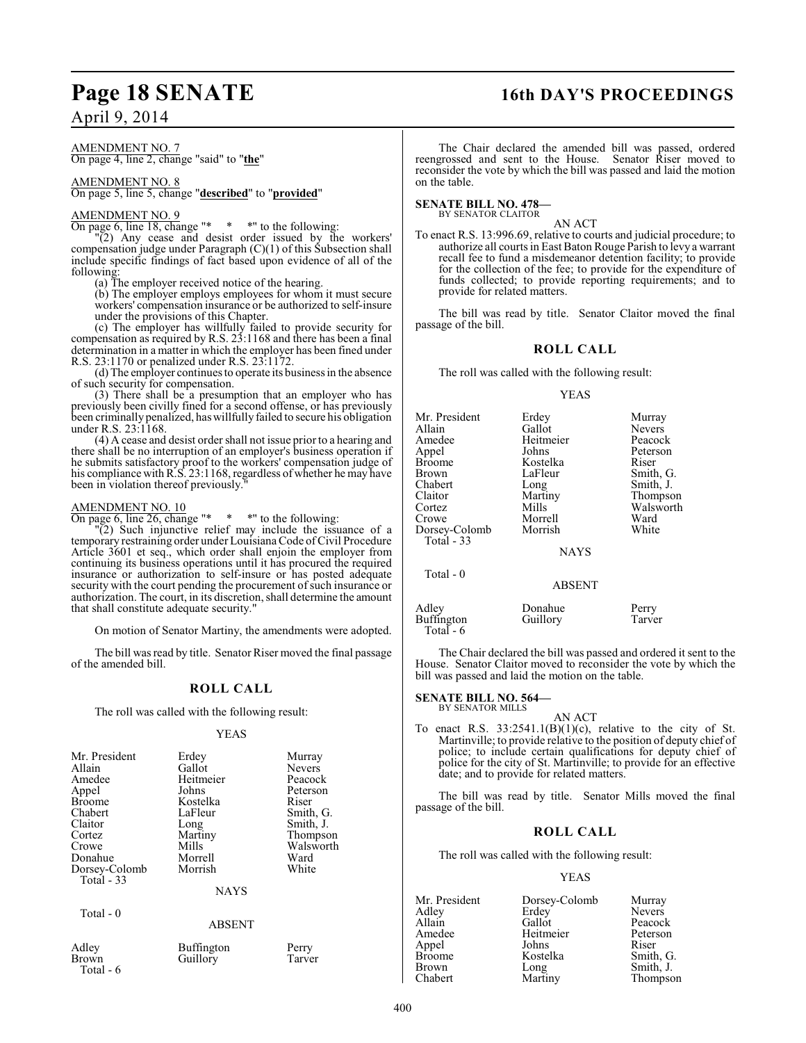AMENDMENT NO. 7
On page 4, line 2, change "said" to "**the**"

AMENDMENT NO. 8
On page 5, line 5, change "**described**" to "**provided**"

AMENDMENT NO. 9
On page 6, line 18, change "* * *" to the following:

"(2) Any cease and desist order issued by the workers' compensation judge under Paragraph (C)(1) of this Subsection shall include specific findings of fact based upon evidence of all of the following:

(a) The employer received notice of the hearing.

(b) The employer employs employees for whom it must secure workers' compensation insurance or be authorized to self-insure under the provisions of this Chapter.

(c) The employer has willfully failed to provide security for compensation as required by R.S. 23:1168 and there has been a final determination in a matter in which the employer has been fined under R.S. 23:1170 or penalized under R.S. 23:1172.

(d) The employer continues to operate its business in the absence of such security for compensation.

(3) There shall be a presumption that an employer who has previously been civilly fined for a second offense, or has previously been criminally penalized, has willfully failed to secure his obligation under R.S. 23:1168.

(4) A cease and desist order shall not issue prior to a hearing and there shall be no interruption of an employer's business operation if he submits satisfactory proof to the workers' compensation judge of his compliance with R.S. 23:1168, regardless of whether he may have been in violation thereof previously."

AMENDMENT NO. 10
On page 6, line 26, change "* * *" to the following:

"(2) Such injunctive relief may include the issuance of a temporary restraining order under Louisiana Code of Civil Procedure Article 3601 et seq., which order shall enjoin the employer from continuing its business operations until it has procured the required insurance or authorization to self-insure or has posted adequate security with the court pending the procurement of such insurance or authorization. The court, in its discretion, shall determine the amount that shall constitute adequate security."

On motion of Senator Martiny, the amendments were adopted.

The bill was read by title. Senator Riser moved the final passage of the amended bill.

## ROLL CALL

The roll was called with the following result:

YEAS

| | | |
|---|---|---|
| Mr. President | Erdey | Murray |
| Allain | Gallot | Nevers |
| Amedee | Heitmeier | Peacock |
| Appel | Johns | Peterson |
| Broome | Kostelka | Riser |
| Chabert | LaFleur | Smith, G. |
| Claitor | Long | Smith, J. |
| Cortez | Martiny | Thompson |
| Crowe | Mills | Walsworth |
| Donahue | Morrell | Ward |
| Dorsey-Colomb | Morrish | White |

Total - 33

NAYS

Total - 0

ABSENT

| | | |
|---|---|---|
| Adley | Buffington | Perry |
| Brown | Guillory | Tarver |

Total - 6

The Chair declared the amended bill was passed, ordered reengrossed and sent to the House. Senator Riser moved to reconsider the vote by which the bill was passed and laid the motion on the table.

**SENATE BILL NO. 478—**
BY SENATOR CLAITOR

AN ACT

To enact R.S. 13:996.69, relative to courts and judicial procedure; to authorize all courts in East Baton Rouge Parish to levy a warrant recall fee to fund a misdemeanor detention facility; to provide for the collection of the fee; to provide for the expenditure of funds collected; to provide reporting requirements; and to provide for related matters.

The bill was read by title. Senator Claitor moved the final passage of the bill.

## ROLL CALL

The roll was called with the following result:

YEAS

| | | |
|---|---|---|
| Mr. President | Erdey | Murray |
| Allain | Gallot | Nevers |
| Amedee | Heitmeier | Peacock |
| Appel | Johns | Peterson |
| Broome | Kostelka | Riser |
| Brown | LaFleur | Smith, G. |
| Chabert | Long | Smith, J. |
| Claitor | Martiny | Thompson |
| Cortez | Mills | Walsworth |
| Crowe | Morrell | Ward |
| Dorsey-Colomb | Morrish | White |

Total - 33

NAYS

Total - 0

ABSENT

| | | |
|---|---|---|
| Adley | Donahue | Perry |
| Buffington | Guillory | Tarver |

Total - 6

The Chair declared the bill was passed and ordered it sent to the House. Senator Claitor moved to reconsider the vote by which the bill was passed and laid the motion on the table.

**SENATE BILL NO. 564—**
BY SENATOR MILLS

AN ACT

To enact R.S. 33:2541.1(B)(1)(c), relative to the city of St. Martinville; to provide relative to the position of deputy chief of police; to include certain qualifications for deputy chief of police for the city of St. Martinville; to provide for an effective date; and to provide for related matters.

The bill was read by title. Senator Mills moved the final passage of the bill.

## ROLL CALL

The roll was called with the following result:

YEAS

| | | |
|---|---|---|
| Mr. President | Dorsey-Colomb | Murray |
| Adley | Erdey | Nevers |
| Allain | Gallot | Peacock |
| Amedee | Heitmeier | Peterson |
| Appel | Johns | Riser |
| Broome | Kostelka | Smith, G. |
| Brown | Long | Smith, J. |
| Chabert | Martiny | Thompson |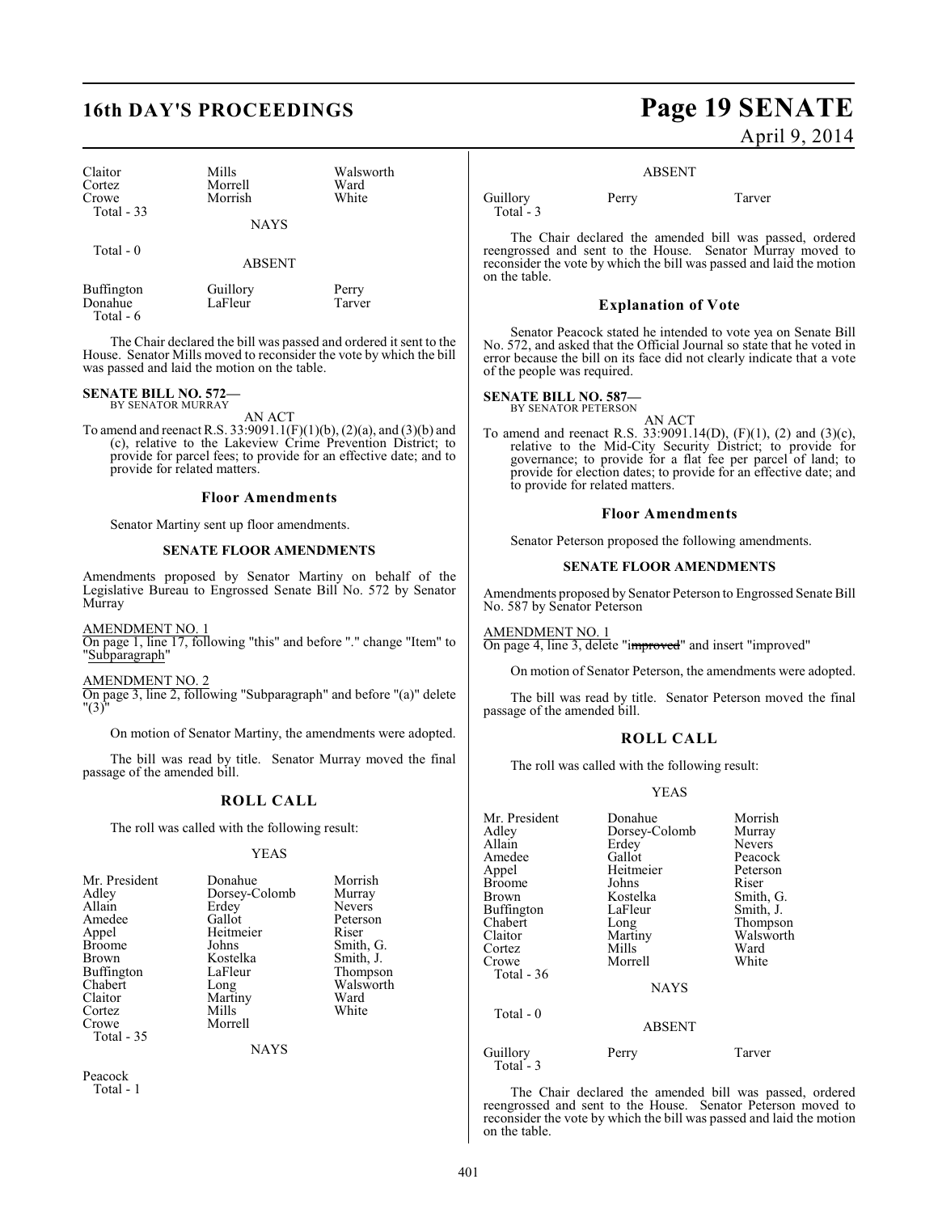| | | |
|---|---|---|
| Claitor | Mills | Walsworth |
| Cortez | Morrell | Ward |
| Crowe | Morrish | White |
| Total - 33 | | |

NAYS

Total - 0

ABSENT

| | | |
|---|---|---|
| Buffington | Guillory | Perry |
| Donahue | LaFleur | Tarver |
| Total - 6 | | |

The Chair declared the bill was passed and ordered it sent to the House. Senator Mills moved to reconsider the vote by which the bill was passed and laid the motion on the table.

**SENATE BILL NO. 572—**
BY SENATOR MURRAY

AN ACT

To amend and reenact R.S. 33:9091.1(F)(1)(b), (2)(a), and (3)(b) and (c), relative to the Lakeview Crime Prevention District; to provide for parcel fees; to provide for an effective date; and to provide for related matters.

### Floor Amendments

Senator Martiny sent up floor amendments.

#### SENATE FLOOR AMENDMENTS

Amendments proposed by Senator Martiny on behalf of the Legislative Bureau to Engrossed Senate Bill No. 572 by Senator Murray

AMENDMENT NO. 1
On page 1, line 17, following "this" and before "." change "Item" to "Subparagraph"

AMENDMENT NO. 2
On page 3, line 2, following "Subparagraph" and before "(a)" delete "(3)"

On motion of Senator Martiny, the amendments were adopted.

The bill was read by title. Senator Murray moved the final passage of the amended bill.

### ROLL CALL

The roll was called with the following result:

YEAS

| | | |
|---|---|---|
| Mr. President | Donahue | Morrish |
| Adley | Dorsey-Colomb | Murray |
| Allain | Erdey | Nevers |
| Amedee | Gallot | Peterson |
| Appel | Heitmeier | Riser |
| Broome | Johns | Smith, G. |
| Brown | Kostelka | Smith, J. |
| Buffington | LaFleur | Thompson |
| Chabert | Long | Walsworth |
| Claitor | Martiny | Ward |
| Cortez | Mills | White |
| Crowe | Morrell | |
| Total - 35 | | |

NAYS

Peacock
Total - 1

ABSENT

| | | |
|---|---|---|
| Guillory | Perry | Tarver |
| Total - 3 | | |

The Chair declared the amended bill was passed, ordered reengrossed and sent to the House. Senator Murray moved to reconsider the vote by which the bill was passed and laid the motion on the table.

### Explanation of Vote

Senator Peacock stated he intended to vote yea on Senate Bill No. 572, and asked that the Official Journal so state that he voted in error because the bill on its face did not clearly indicate that a vote of the people was required.

**SENATE BILL NO. 587—**
BY SENATOR PETERSON

AN ACT

To amend and reenact R.S. 33:9091.14(D), (F)(1), (2) and (3)(c), relative to the Mid-City Security District; to provide for governance; to provide for a flat fee per parcel of land; to provide for election dates; to provide for an effective date; and to provide for related matters.

### Floor Amendments

Senator Peterson proposed the following amendments.

#### SENATE FLOOR AMENDMENTS

Amendments proposed by Senator Peterson to Engrossed Senate Bill No. 587 by Senator Peterson

AMENDMENT NO. 1
On page 4, line 3, delete "i~~mproved~~" and insert "improved"

On motion of Senator Peterson, the amendments were adopted.

The bill was read by title. Senator Peterson moved the final passage of the amended bill.

### ROLL CALL

The roll was called with the following result:

YEAS

| | | |
|---|---|---|
| Mr. President | Donahue | Morrish |
| Adley | Dorsey-Colomb | Murray |
| Allain | Erdey | Nevers |
| Amedee | Gallot | Peacock |
| Appel | Heitmeier | Peterson |
| Broome | Johns | Riser |
| Brown | Kostelka | Smith, G. |
| Buffington | LaFleur | Smith, J. |
| Chabert | Long | Thompson |
| Claitor | Martiny | Walsworth |
| Cortez | Mills | Ward |
| Crowe | Morrell | White |
| Total - 36 | | |

NAYS

Total - 0

ABSENT

| | | |
|---|---|---|
| Guillory | Perry | Tarver |
| Total - 3 | | |

The Chair declared the amended bill was passed, ordered reengrossed and sent to the House. Senator Peterson moved to reconsider the vote by which the bill was passed and laid the motion on the table.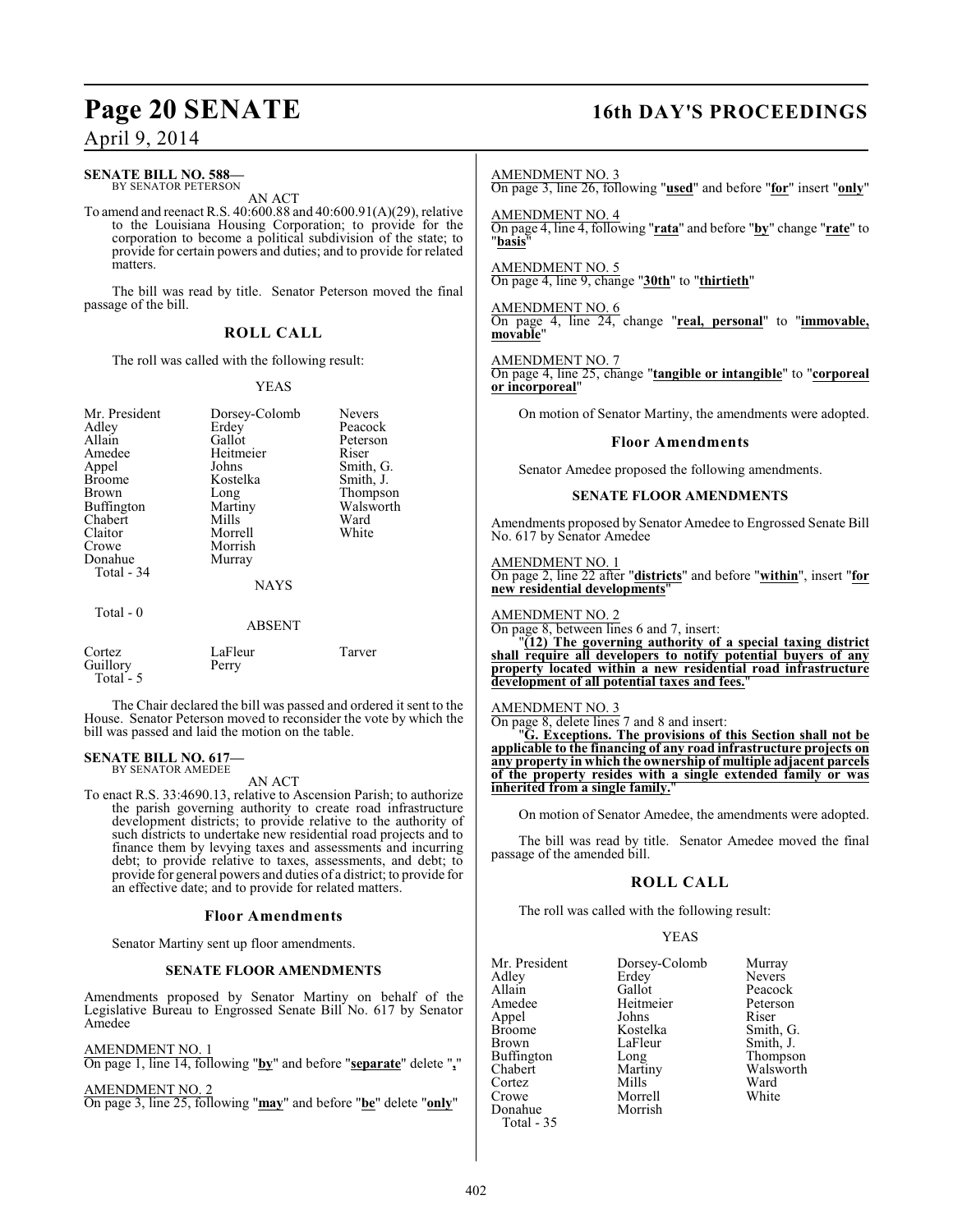**SENATE BILL NO. 588—**
BY SENATOR PETERSON

AN ACT

To amend and reenact R.S. 40:600.88 and 40:600.91(A)(29), relative to the Louisiana Housing Corporation; to provide for the corporation to become a political subdivision of the state; to provide for certain powers and duties; and to provide for related matters.

The bill was read by title. Senator Peterson moved the final passage of the bill.

## ROLL CALL

The roll was called with the following result:

YEAS

| | | |
|---|---|---|
| Mr. President | Dorsey-Colomb | Nevers |
| Adley | Erdey | Peacock |
| Allain | Gallot | Peterson |
| Amedee | Heitmeier | Riser |
| Appel | Johns | Smith, G. |
| Broome | Kostelka | Smith, J. |
| Brown | Long | Thompson |
| Buffington | Martiny | Walsworth |
| Chabert | Mills | Ward |
| Claitor | Morrell | White |
| Crowe | Morrish | |
| Donahue | Murray | |
| Total - 34 | | |

NAYS

Total - 0

ABSENT

| | | |
|---|---|---|
| Cortez | LaFleur | Tarver |
| Guillory | Perry | |
| Total - 5 | | |

The Chair declared the bill was passed and ordered it sent to the House. Senator Peterson moved to reconsider the vote by which the bill was passed and laid the motion on the table.

**SENATE BILL NO. 617—**
BY SENATOR AMEDEE

AN ACT

To enact R.S. 33:4690.13, relative to Ascension Parish; to authorize the parish governing authority to create road infrastructure development districts; to provide relative to the authority of such districts to undertake new residential road projects and to finance them by levying taxes and assessments and incurring debt; to provide relative to taxes, assessments, and debt; to provide for general powers and duties of a district; to provide for an effective date; and to provide for related matters.

### Floor Amendments

Senator Martiny sent up floor amendments.

#### SENATE FLOOR AMENDMENTS

Amendments proposed by Senator Martiny on behalf of the Legislative Bureau to Engrossed Senate Bill No. 617 by Senator Amedee

AMENDMENT NO. 1
On page 1, line 14, following "**by**" and before "**separate**" delete "**,**"

AMENDMENT NO. 2
On page 3, line 25, following "**may**" and before "**be**" delete "**only**"

AMENDMENT NO. 3
On page 3, line 26, following "**used**" and before "**for**" insert "**only**"

AMENDMENT NO. 4
On page 4, line 4, following "**rata**" and before "**by**" change "**rate**" to "**basis**"

AMENDMENT NO. 5
On page 4, line 9, change "**30th**" to "**thirtieth**"

AMENDMENT NO. 6
On page 4, line 24, change "**real, personal**" to "**immovable, movable**"

AMENDMENT NO. 7
On page 4, line 25, change "**tangible or intangible**" to "**corporeal or incorporeal**"

On motion of Senator Martiny, the amendments were adopted.

### Floor Amendments

Senator Amedee proposed the following amendments.

#### SENATE FLOOR AMENDMENTS

Amendments proposed by Senator Amedee to Engrossed Senate Bill No. 617 by Senator Amedee

AMENDMENT NO. 1
On page 2, line 22 after "**districts**" and before "**within**", insert "**for new residential developments**"

AMENDMENT NO. 2
On page 8, between lines 6 and 7, insert:

"**(12) The governing authority of a special taxing district shall require all developers to notify potential buyers of any property located within a new residential road infrastructure development of all potential taxes and fees.**"

AMENDMENT NO. 3
On page 8, delete lines 7 and 8 and insert:

"**G. Exceptions. The provisions of this Section shall not be applicable to the financing of any road infrastructure projects on any property in which the ownership of multiple adjacent parcels of the property resides with a single extended family or was inherited from a single family.**"

On motion of Senator Amedee, the amendments were adopted.

The bill was read by title. Senator Amedee moved the final passage of the amended bill.

## ROLL CALL

The roll was called with the following result:

YEAS

| | | |
|---|---|---|
| Mr. President | Dorsey-Colomb | Murray |
| Adley | Erdey | Nevers |
| Allain | Gallot | Peacock |
| Amedee | Heitmeier | Peterson |
| Appel | Johns | Riser |
| Broome | Kostelka | Smith, G. |
| Brown | LaFleur | Smith, J. |
| Buffington | Long | Thompson |
| Chabert | Martiny | Walsworth |
| Cortez | Mills | Ward |
| Crowe | Morrell | White |
| Donahue | Morrish | |
| Total - 35 | | |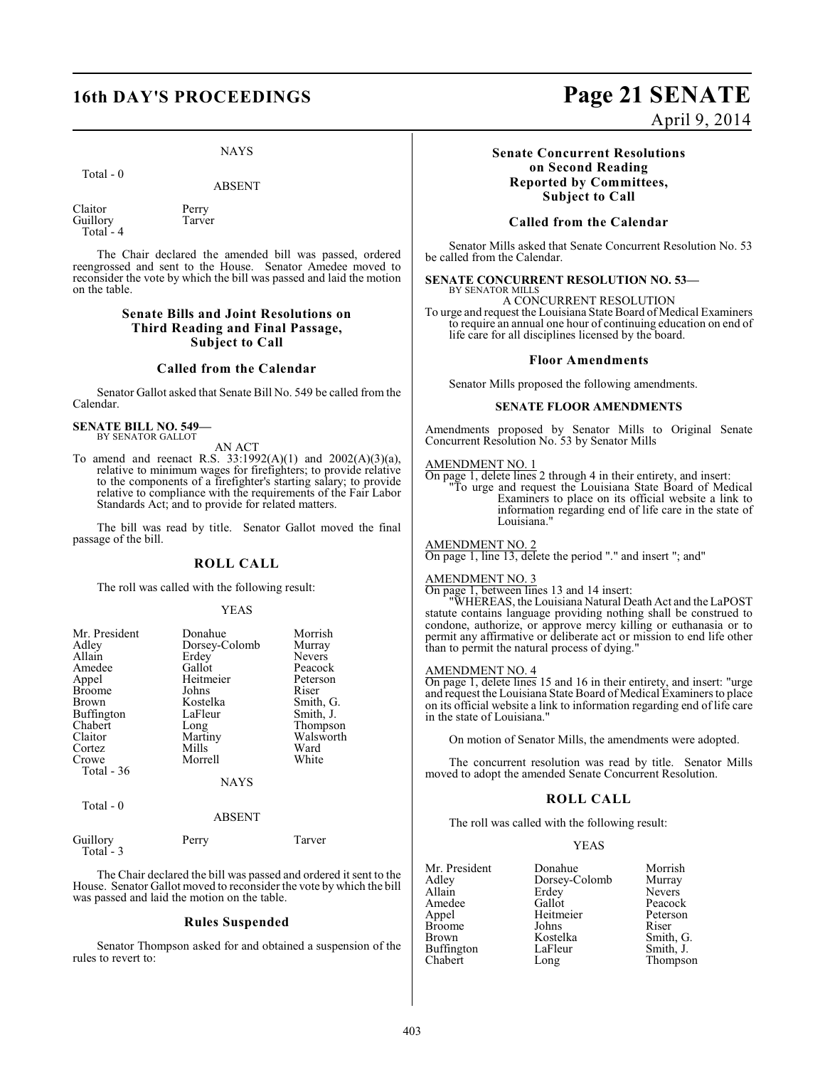NAYS

Total - 0

ABSENT

| | |
|---|---|
| Claitor | Perry |
| Guillory | Tarver |
| Total - 4 | |

The Chair declared the amended bill was passed, ordered reengrossed and sent to the House. Senator Amedee moved to reconsider the vote by which the bill was passed and laid the motion on the table.

### Senate Bills and Joint Resolutions on Third Reading and Final Passage, Subject to Call

### Called from the Calendar

Senator Gallot asked that Senate Bill No. 549 be called from the Calendar.

**SENATE BILL NO. 549—**
BY SENATOR GALLOT

AN ACT

To amend and reenact R.S. 33:1992(A)(1) and 2002(A)(3)(a), relative to minimum wages for firefighters; to provide relative to the components of a firefighter's starting salary; to provide relative to compliance with the requirements of the Fair Labor Standards Act; and to provide for related matters.

The bill was read by title. Senator Gallot moved the final passage of the bill.

### ROLL CALL

The roll was called with the following result:

YEAS

| | | |
|---|---|---|
| Mr. President | Donahue | Morrish |
| Adley | Dorsey-Colomb | Murray |
| Allain | Erdey | Nevers |
| Amedee | Gallot | Peacock |
| Appel | Heitmeier | Peterson |
| Broome | Johns | Riser |
| Brown | Kostelka | Smith, G. |
| Buffington | LaFleur | Smith, J. |
| Chabert | Long | Thompson |
| Claitor | Martiny | Walsworth |
| Cortez | Mills | Ward |
| Crowe | Morrell | White |
| Total - 36 | | |

NAYS

Total - 0

ABSENT

| | | |
|---|---|---|
| Guillory | Perry | Tarver |
| Total - 3 | | |

The Chair declared the bill was passed and ordered it sent to the House. Senator Gallot moved to reconsider the vote by which the bill was passed and laid the motion on the table.

### Rules Suspended

Senator Thompson asked for and obtained a suspension of the rules to revert to:

### Senate Concurrent Resolutions on Second Reading Reported by Committees, Subject to Call

### Called from the Calendar

Senator Mills asked that Senate Concurrent Resolution No. 53 be called from the Calendar.

**SENATE CONCURRENT RESOLUTION NO. 53—**
BY SENATOR MILLS

A CONCURRENT RESOLUTION

To urge and request the Louisiana State Board of Medical Examiners to require an annual one hour of continuing education on end of life care for all disciplines licensed by the board.

### Floor Amendments

Senator Mills proposed the following amendments.

**SENATE FLOOR AMENDMENTS**

Amendments proposed by Senator Mills to Original Senate Concurrent Resolution No. 53 by Senator Mills

AMENDMENT NO. 1

On page 1, delete lines 2 through 4 in their entirety, and insert:

"To urge and request the Louisiana State Board of Medical Examiners to place on its official website a link to information regarding end of life care in the state of Louisiana."

AMENDMENT NO. 2

On page 1, line 13, delete the period "." and insert "; and"

AMENDMENT NO. 3

On page 1, between lines 13 and 14 insert:

"WHEREAS, the Louisiana Natural Death Act and the LaPOST statute contains language providing nothing shall be construed to condone, authorize, or approve mercy killing or euthanasia or to permit any affirmative or deliberate act or mission to end life other than to permit the natural process of dying."

AMENDMENT NO. 4

On page 1, delete lines 15 and 16 in their entirety, and insert: "urge and request the Louisiana State Board of Medical Examiners to place on its official website a link to information regarding end of life care in the state of Louisiana."

On motion of Senator Mills, the amendments were adopted.

The concurrent resolution was read by title. Senator Mills moved to adopt the amended Senate Concurrent Resolution.

### ROLL CALL

The roll was called with the following result:

YEAS

| | | |
|---|---|---|
| Mr. President | Donahue | Morrish |
| Adley | Dorsey-Colomb | Murray |
| Allain | Erdey | Nevers |
| Amedee | Gallot | Peacock |
| Appel | Heitmeier | Peterson |
| Broome | Johns | Riser |
| Brown | Kostelka | Smith, G. |
| Buffington | LaFleur | Smith, J. |
| Chabert | Long | Thompson |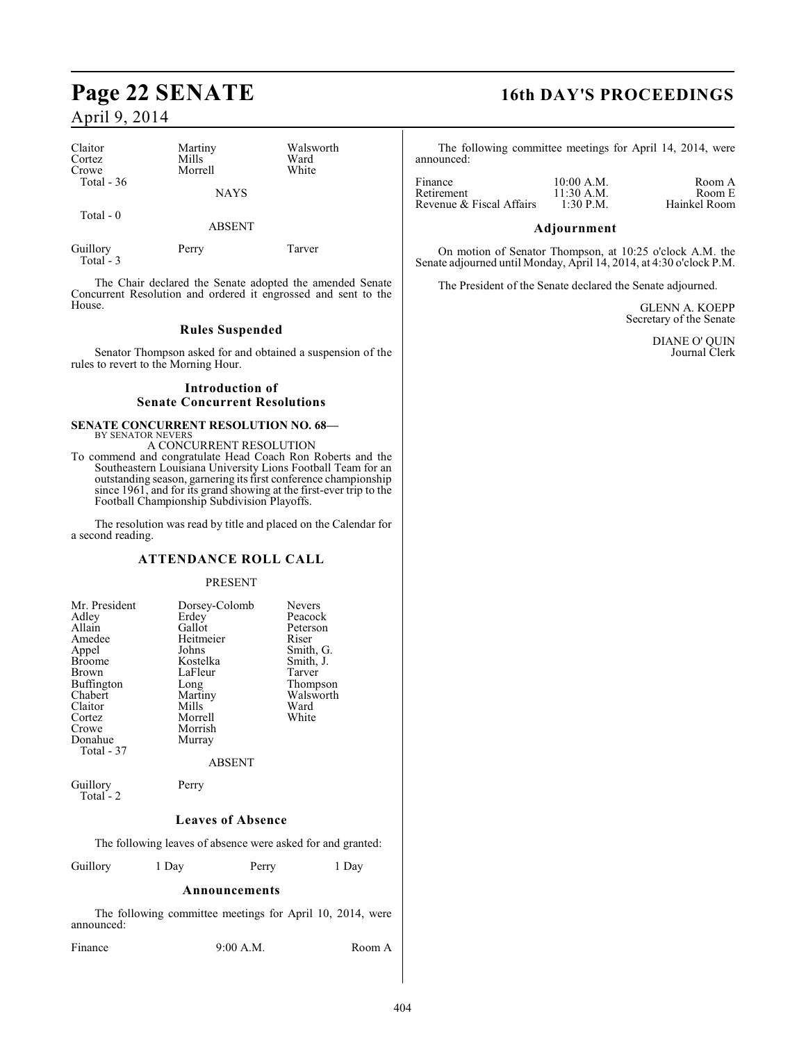| | | |
|---|---|---|
| Claitor | Martiny | Walsworth |
| Cortez | Mills | Ward |
| Crowe | Morrell | White |
| Total - 36 | | |

NAYS

Total - 0

ABSENT

| | | |
|---|---|---|
| Guillory | Perry | Tarver |
| Total - 3 | | |

The Chair declared the Senate adopted the amended Senate Concurrent Resolution and ordered it engrossed and sent to the House.

### Rules Suspended

Senator Thompson asked for and obtained a suspension of the rules to revert to the Morning Hour.

### Introduction of Senate Concurrent Resolutions

**SENATE CONCURRENT RESOLUTION NO. 68—**
BY SENATOR NEVERS

A CONCURRENT RESOLUTION

To commend and congratulate Head Coach Ron Roberts and the Southeastern Louisiana University Lions Football Team for an outstanding season, garnering its first conference championship since 1961, and for its grand showing at the first-ever trip to the Football Championship Subdivision Playoffs.

The resolution was read by title and placed on the Calendar for a second reading.

### ATTENDANCE ROLL CALL

PRESENT

| | | |
|---|---|---|
| Mr. President | Dorsey-Colomb | Nevers |
| Adley | Erdey | Peacock |
| Allain | Gallot | Peterson |
| Amedee | Heitmeier | Riser |
| Appel | Johns | Smith, G. |
| Broome | Kostelka | Smith, J. |
| Brown | LaFleur | Tarver |
| Buffington | Long | Thompson |
| Chabert | Martiny | Walsworth |
| Claitor | Mills | Ward |
| Cortez | Morrell | White |
| Crowe | Morrish | |
| Donahue | Murray | |
| Total - 37 | | |

ABSENT

| | |
|---|---|
| Guillory | Perry |
| Total - 2 | |

### Leaves of Absence

The following leaves of absence were asked for and granted:

| | | | |
|---|---|---|---|
| Guillory | 1 Day | Perry | 1 Day |

### Announcements

The following committee meetings for April 10, 2014, were announced:

| | | |
|---|---|---|
| Finance | 9:00 A.M. | Room A |

The following committee meetings for April 14, 2014, were announced:

| | | |
|---|---|---|
| Finance | 10:00 A.M. | Room A |
| Retirement | 11:30 A.M. | Room E |
| Revenue & Fiscal Affairs | 1:30 P.M. | Hainkel Room |

### Adjournment

On motion of Senator Thompson, at 10:25 o'clock A.M. the Senate adjourned until Monday, April 14, 2014, at 4:30 o'clock P.M.

The President of the Senate declared the Senate adjourned.

GLENN A. KOEPP
Secretary of the Senate

DIANE O' QUIN
Journal Clerk